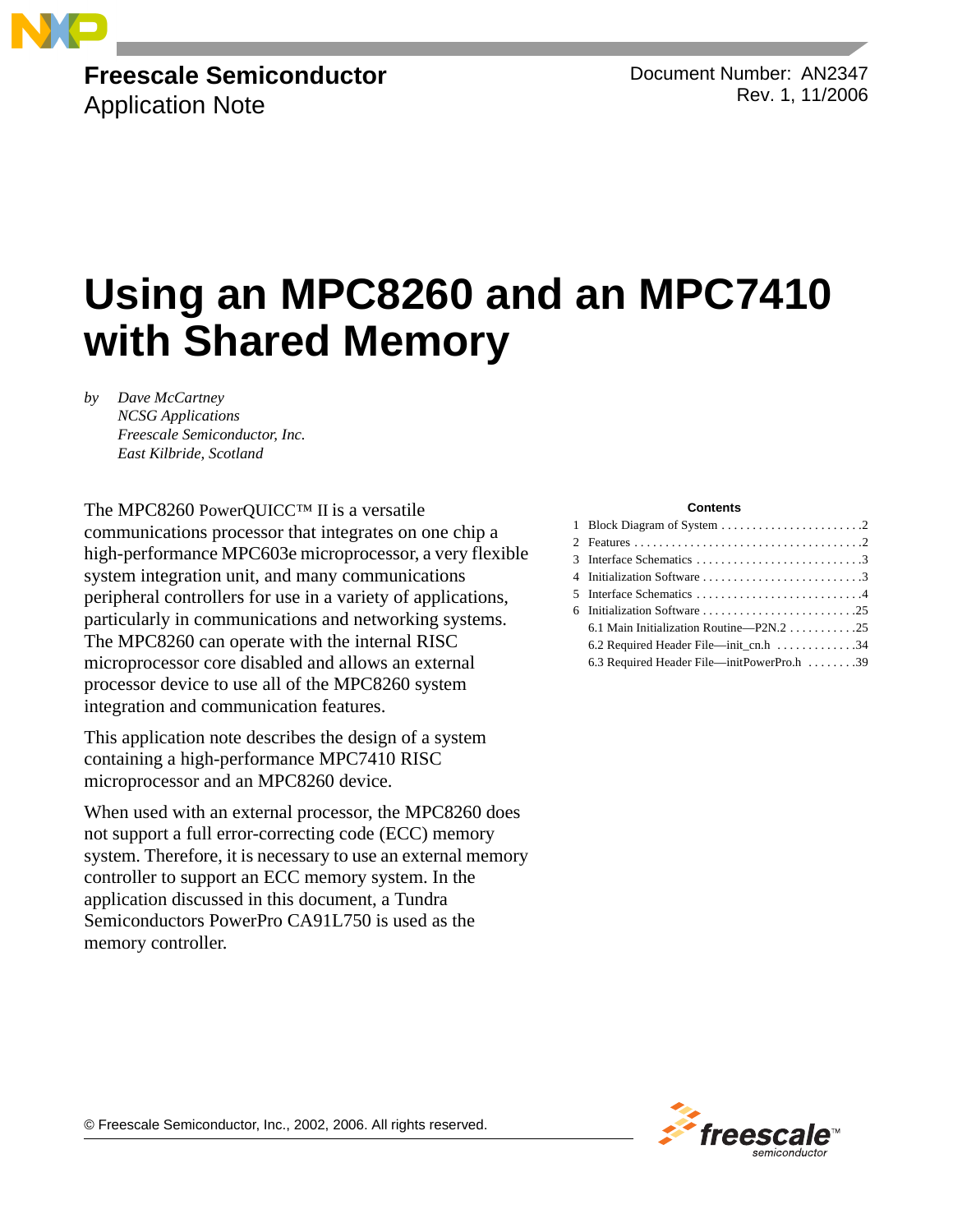**Freescale Semiconductor**
Application Note

Document Number: AN2347
Rev. 1, 11/2006

# Using an MPC8260 and an MPC7410 with Shared Memory

*by Dave McCartney*
*NCSG Applications*
*Freescale Semiconductor, Inc.*
*East Kilbride, Scotland*

The MPC8260 PowerQUICC™ II is a versatile communications processor that integrates on one chip a high-performance MPC603e microprocessor, a very flexible system integration unit, and many communications peripheral controllers for use in a variety of applications, particularly in communications and networking systems. The MPC8260 can operate with the internal RISC microprocessor core disabled and allows an external processor device to use all of the MPC8260 system integration and communication features.

This application note describes the design of a system containing a high-performance MPC7410 RISC microprocessor and an MPC8260 device.

When used with an external processor, the MPC8260 does not support a full error-correcting code (ECC) memory system. Therefore, it is necessary to use an external memory controller to support an ECC memory system. In the application discussed in this document, a Tundra Semiconductors PowerPro CA91L750 is used as the memory controller.

**Contents**

1 Block Diagram of System . . . . . . . . . . . . . . . . . . . . . . . .2
2 Features . . . . . . . . . . . . . . . . . . . . . . . . . . . . . . . . . . . . .2
3 Interface Schematics . . . . . . . . . . . . . . . . . . . . . . . . . . .3
4 Initialization Software . . . . . . . . . . . . . . . . . . . . . . . . . .3
5 Interface Schematics . . . . . . . . . . . . . . . . . . . . . . . . . . .4
6 Initialization Software . . . . . . . . . . . . . . . . . . . . . . . . .25
  6.1 Main Initialization Routine—P2N.2 . . . . . . . . . . .25
  6.2 Required Header File—init_cn.h . . . . . . . . . . . . .34
  6.3 Required Header File—initPowerPro.h . . . . . . . .39

© Freescale Semiconductor, Inc., 2002, 2006. All rights reserved.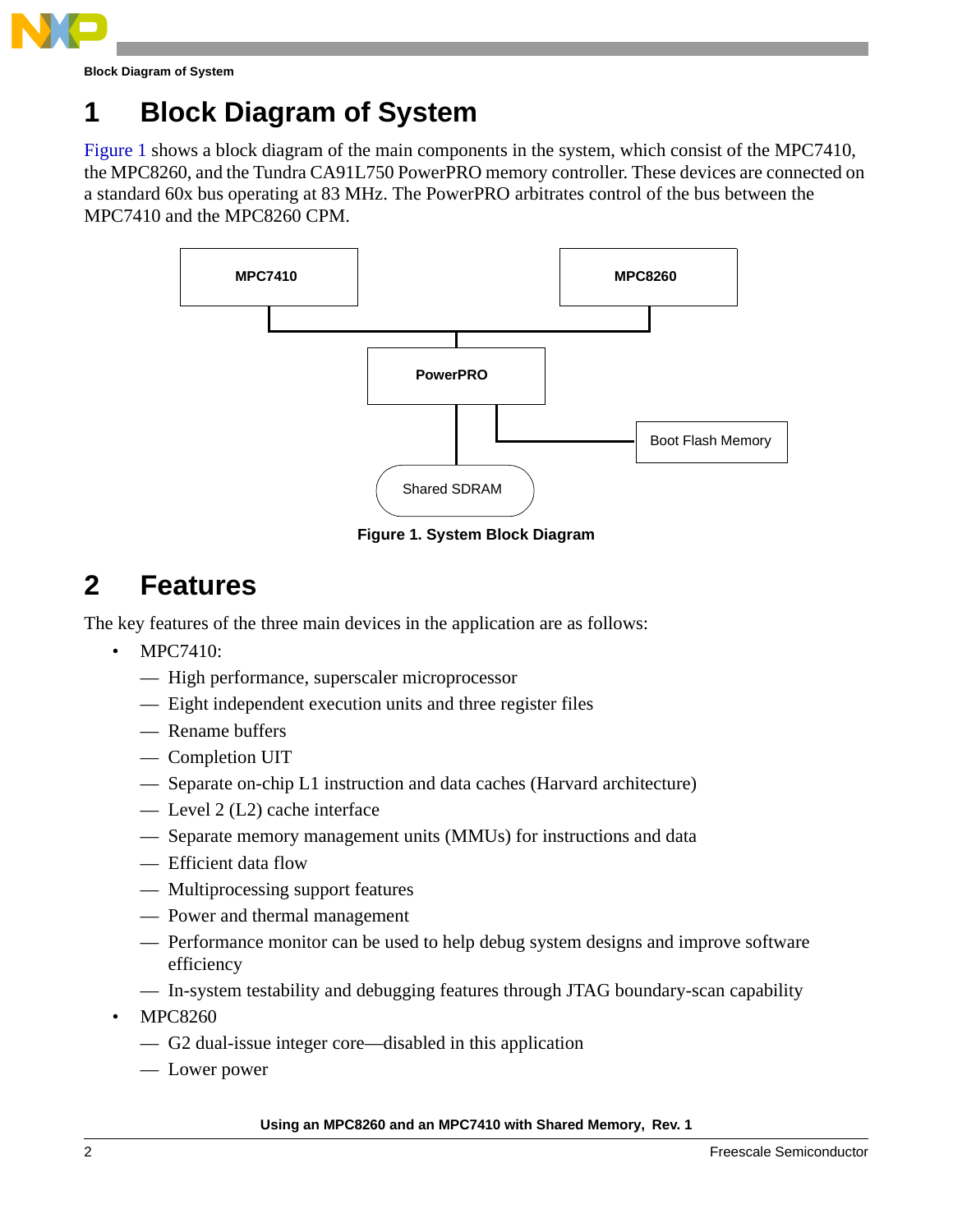# 1 Block Diagram of System

Figure 1 shows a block diagram of the main components in the system, which consist of the MPC7410, the MPC8260, and the Tundra CA91L750 PowerPRO memory controller. These devices are connected on a standard 60x bus operating at 83 MHz. The PowerPRO arbitrates control of the bus between the MPC7410 and the MPC8260 CPM.

MPC7410

MPC8260

PowerPRO

Boot Flash Memory

Shared SDRAM

**Figure 1. System Block Diagram**

# 2 Features

The key features of the three main devices in the application are as follows:

- MPC7410:
  - — High performance, superscaler microprocessor
  - — Eight independent execution units and three register files
  - — Rename buffers
  - — Completion UIT
  - — Separate on-chip L1 instruction and data caches (Harvard architecture)
  - — Level 2 (L2) cache interface
  - — Separate memory management units (MMUs) for instructions and data
  - — Efficient data flow
  - — Multiprocessing support features
  - — Power and thermal management
  - — Performance monitor can be used to help debug system designs and improve software efficiency
  - — In-system testability and debugging features through JTAG boundary-scan capability
- MPC8260
  - — G2 dual-issue integer core—disabled in this application
  - — Lower power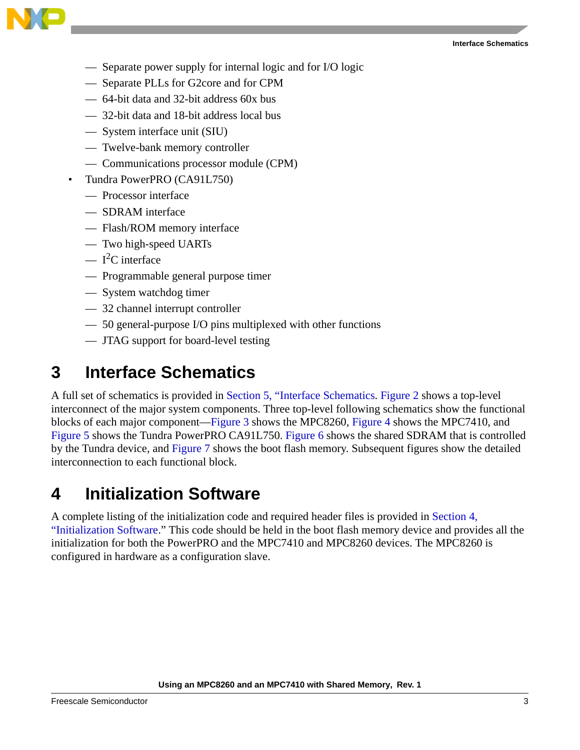- Separate power supply for internal logic and for I/O logic
  - Separate PLLs for G2core and for CPM
  - 64-bit data and 32-bit address 60x bus
  - 32-bit data and 18-bit address local bus
  - System interface unit (SIU)
  - Twelve-bank memory controller
  - Communications processor module (CPM)
- Tundra PowerPRO (CA91L750)
  - Processor interface
  - SDRAM interface
  - Flash/ROM memory interface
  - Two high-speed UARTs
  - $I^2C$ interface
  - Programmable general purpose timer
  - System watchdog timer
  - 32 channel interrupt controller
  - 50 general-purpose I/O pins multiplexed with other functions
  - JTAG support for board-level testing

# 3 Interface Schematics

A full set of schematics is provided in Section 5, "Interface Schematics. Figure 2 shows a top-level interconnect of the major system components. Three top-level following schematics show the functional blocks of each major component—Figure 3 shows the MPC8260, Figure 4 shows the MPC7410, and Figure 5 shows the Tundra PowerPRO CA91L750. Figure 6 shows the shared SDRAM that is controlled by the Tundra device, and Figure 7 shows the boot flash memory. Subsequent figures show the detailed interconnection to each functional block.

# 4 Initialization Software

A complete listing of the initialization code and required header files is provided in Section 4, "Initialization Software." This code should be held in the boot flash memory device and provides all the initialization for both the PowerPRO and the MPC7410 and MPC8260 devices. The MPC8260 is configured in hardware as a configuration slave.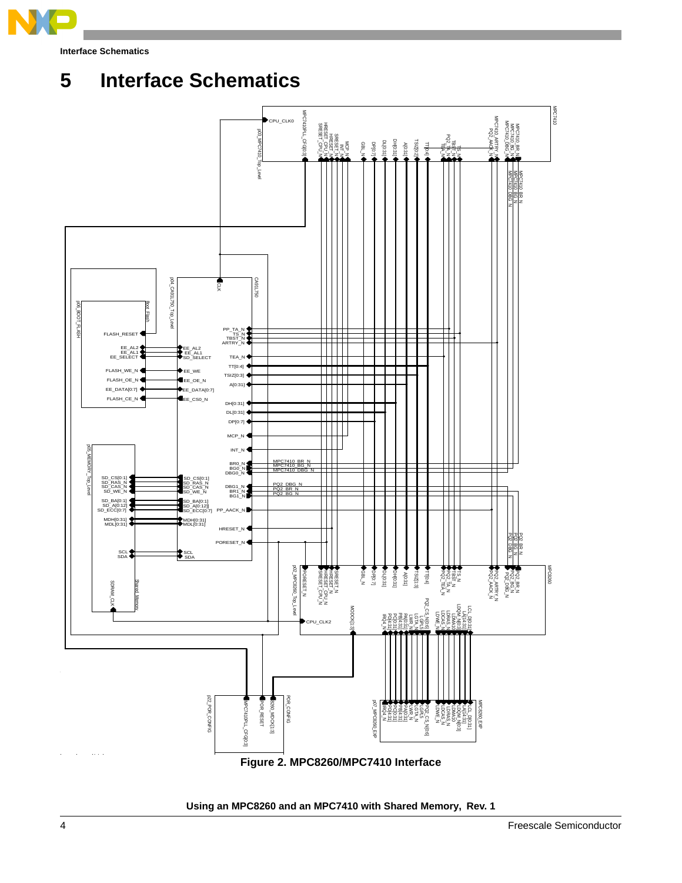# 5 Interface Schematics

Figure 2. MPC8260/MPC7410 Interface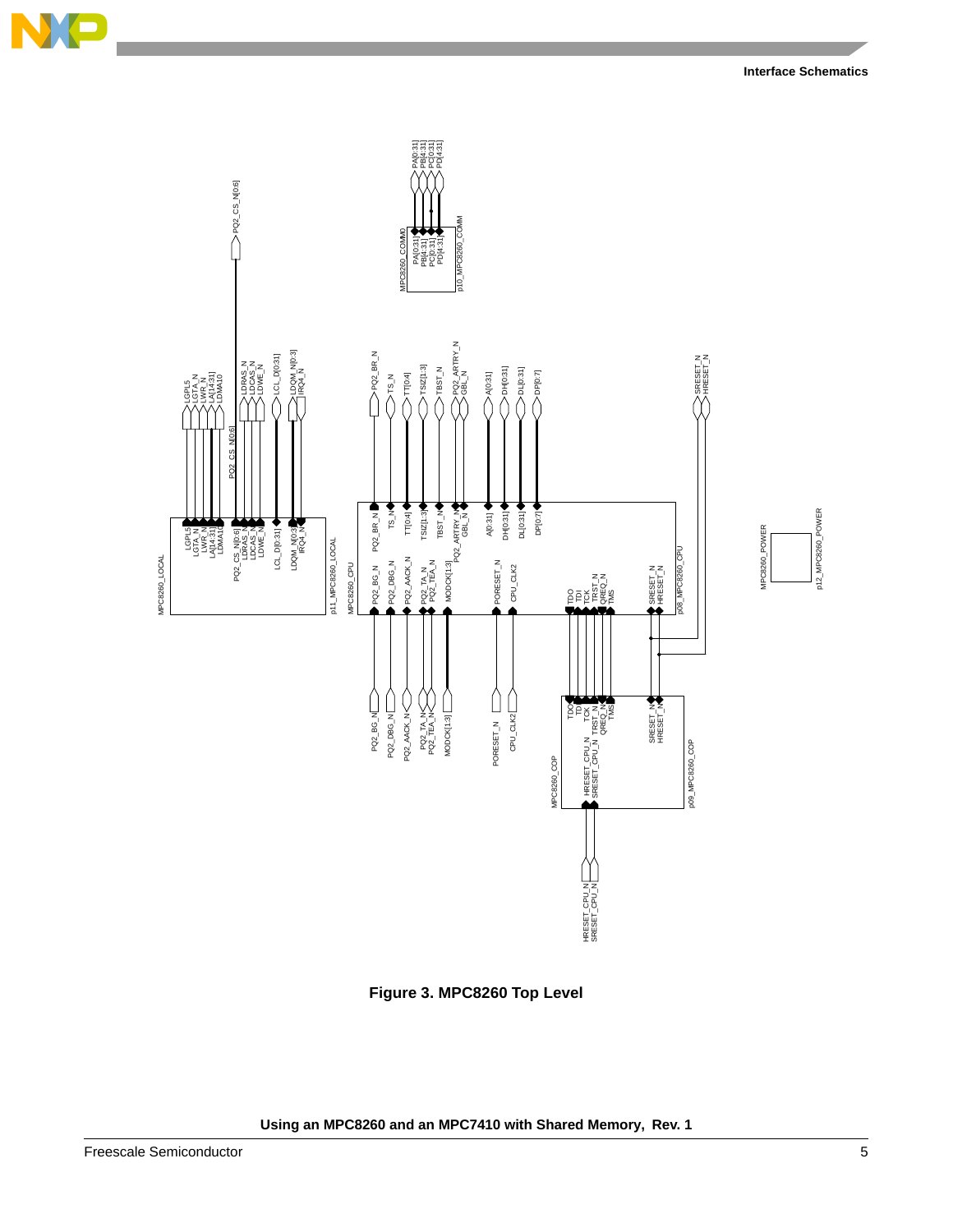![Figure 3 schematic](figure-3-mpc8260-top-level)

**Figure 3. MPC8260 Top Level**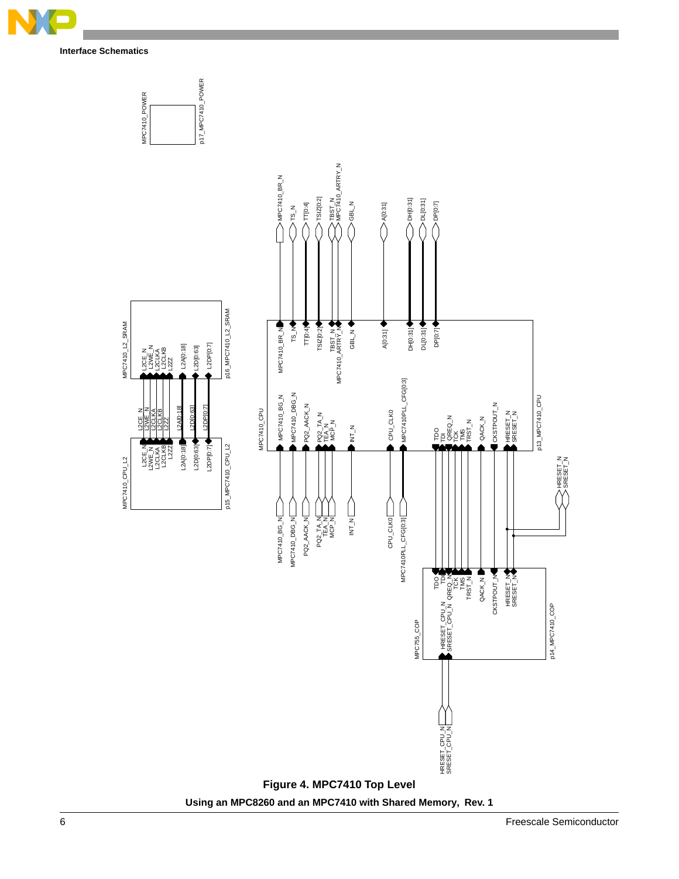## Interface Schematics

**Figure 4. MPC7410 Top Level**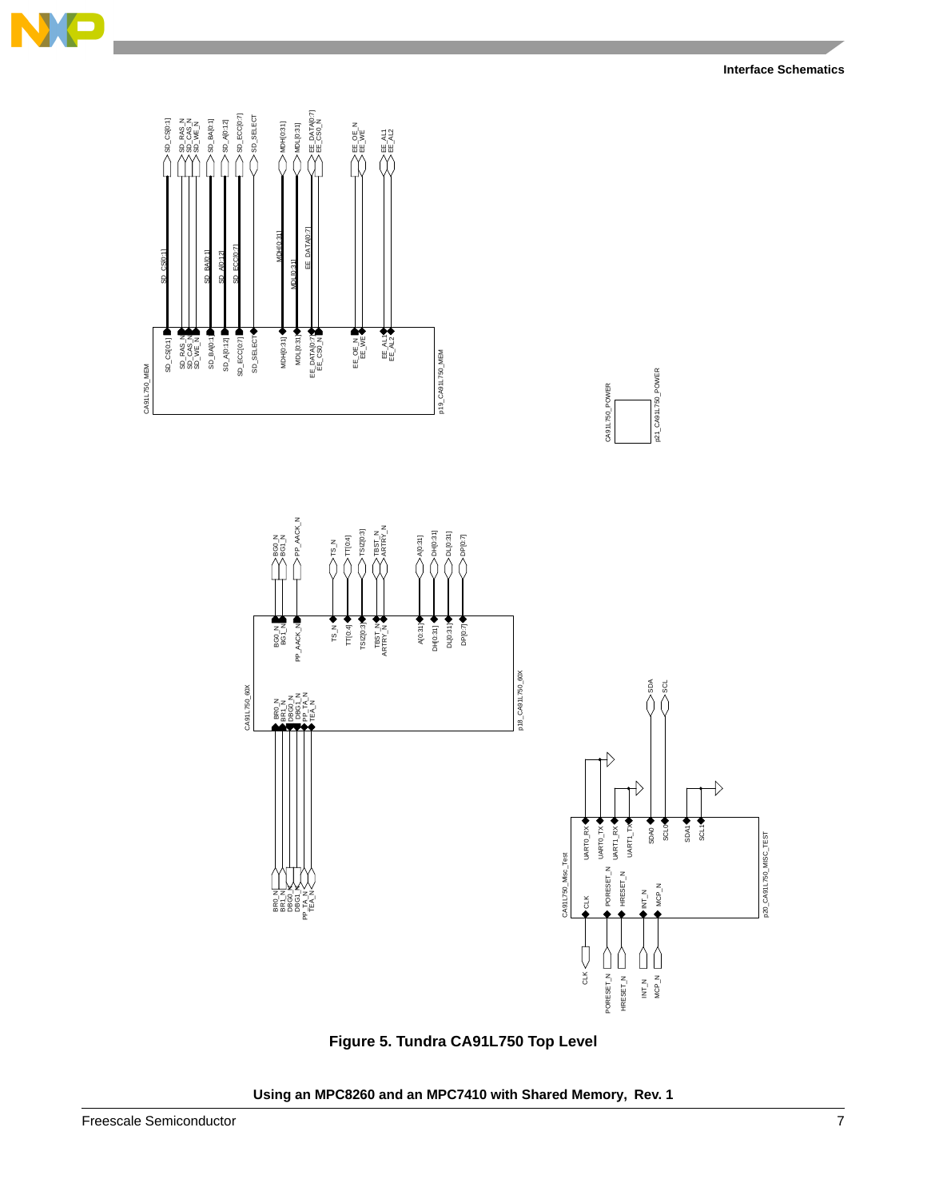Figure 5. Tundra CA91L750 Top Level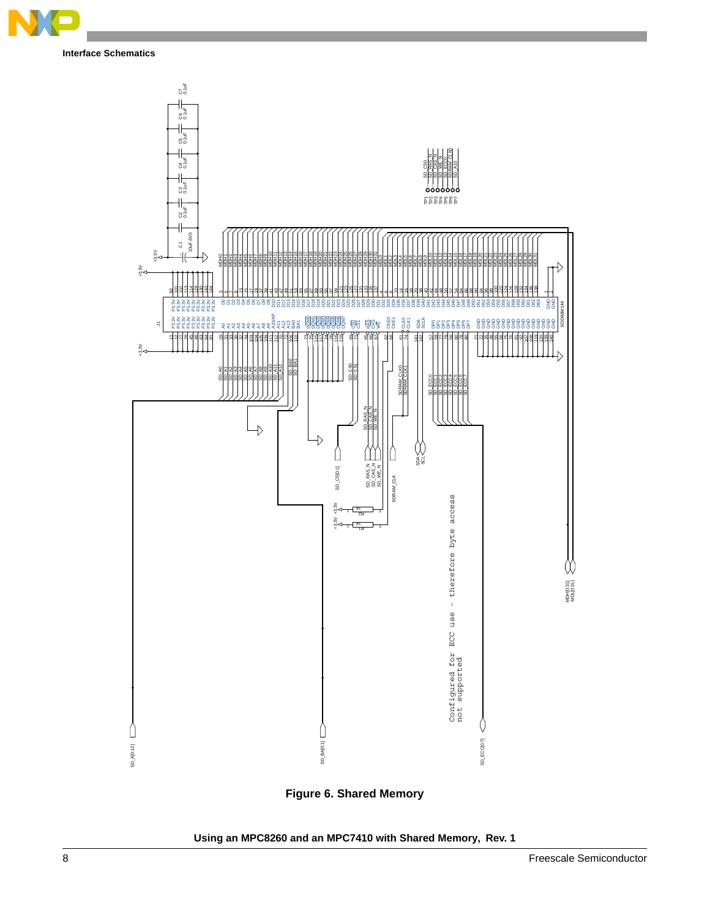## Interface Schematics

Configured for ECC use - therefore byte access not supported

**Figure 6. Shared Memory**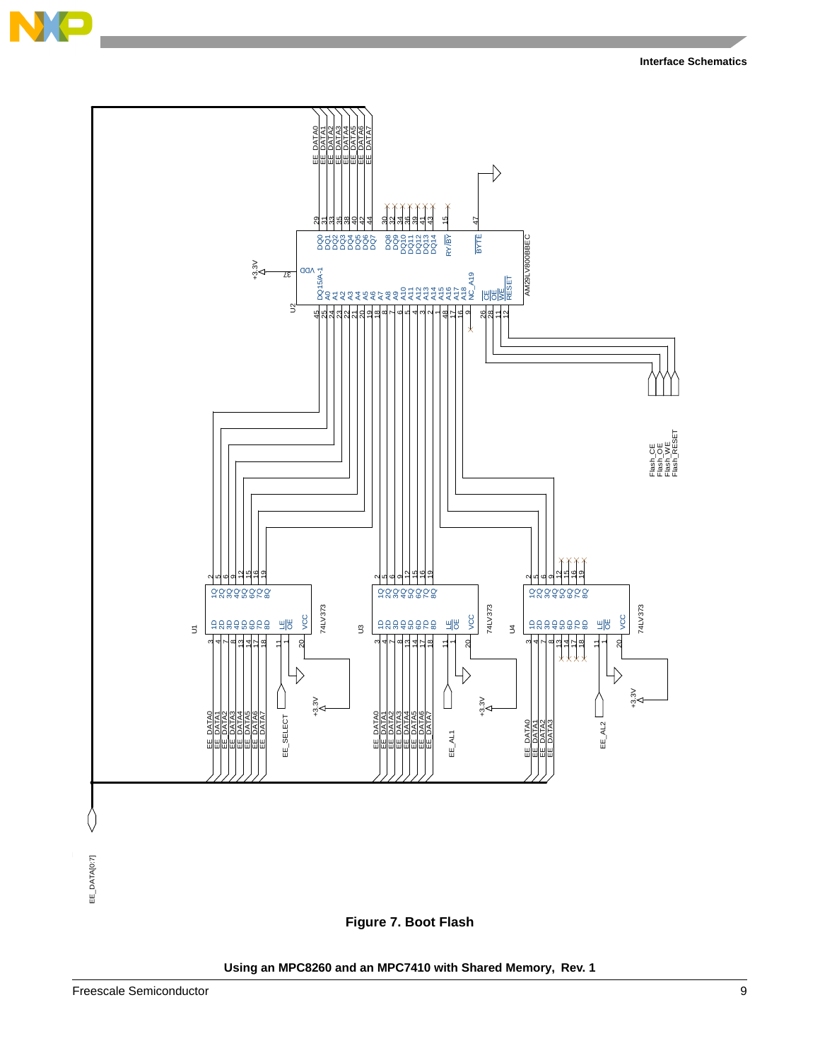Figure 7. Boot Flash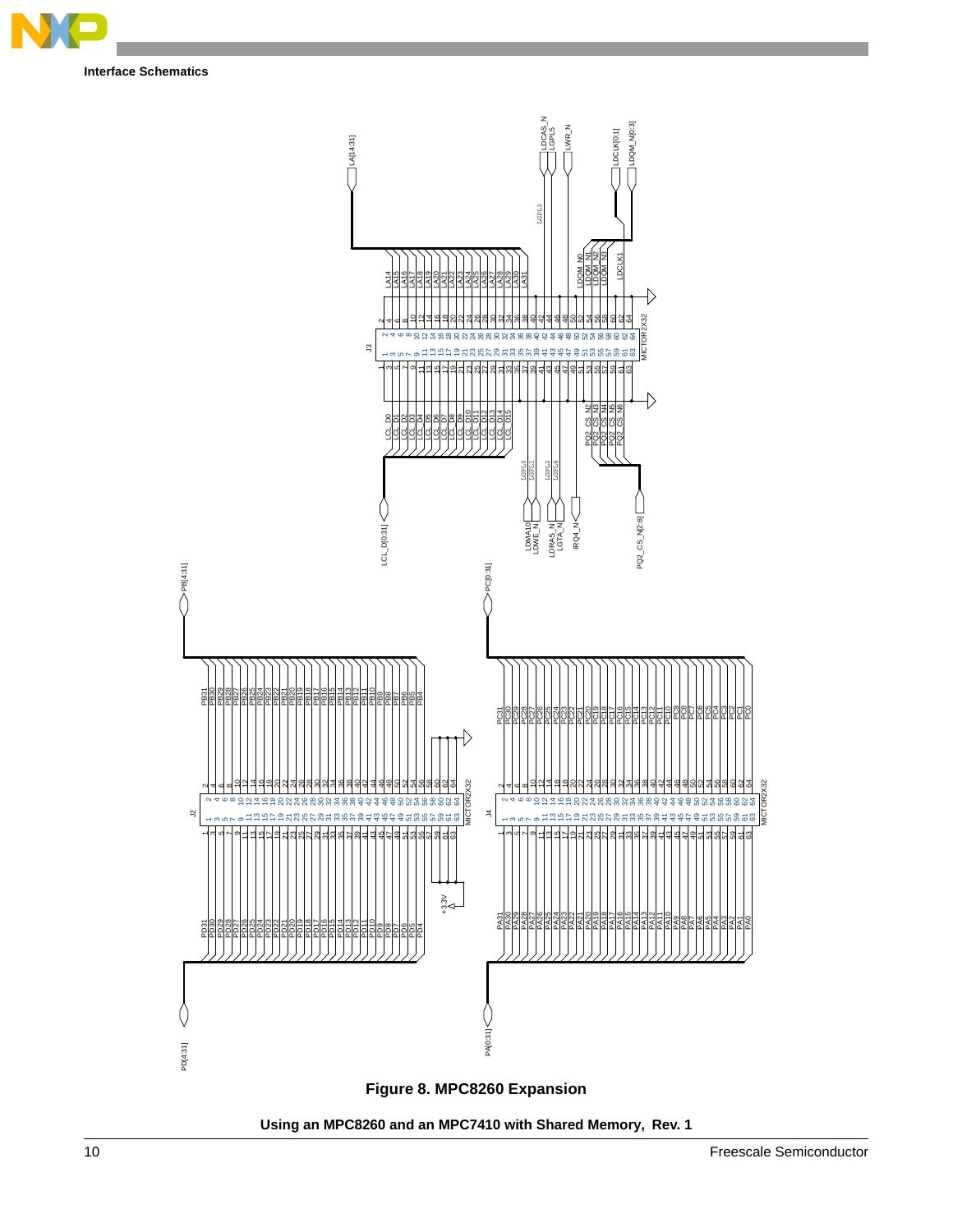## Interface Schematics

**Figure 8. MPC8260 Expansion**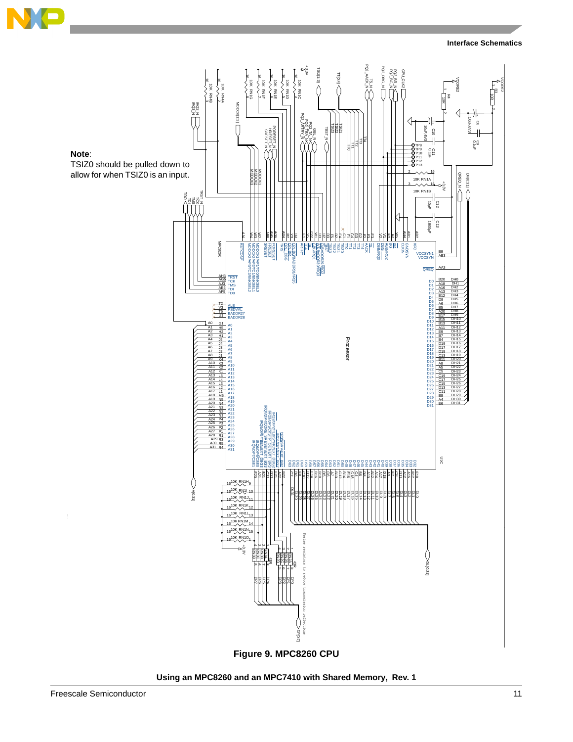**Note**:
TSIZ0 should be pulled down to allow for when TSIZ0 is an input.

**Figure 9. MPC8260 CPU**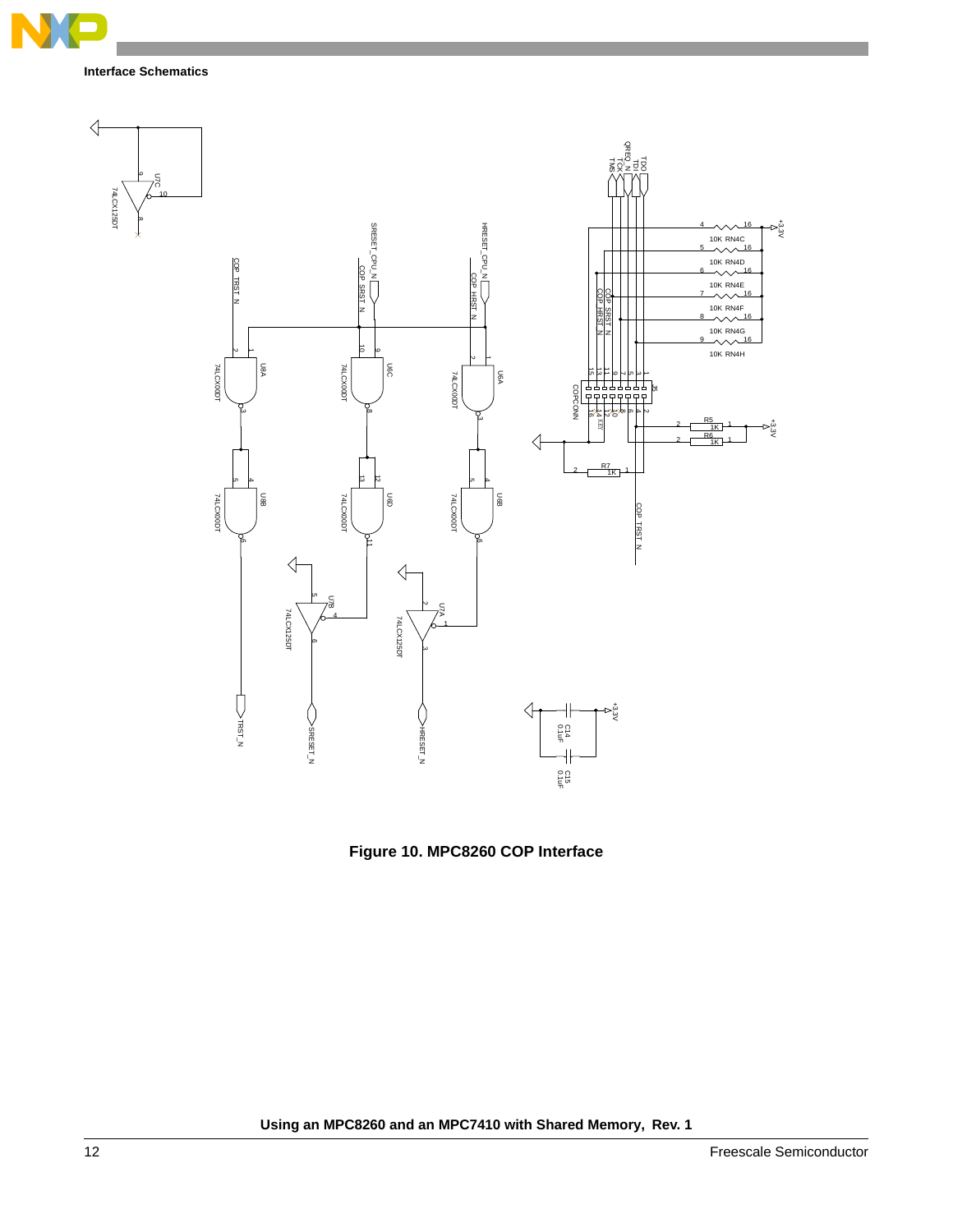Figure 10. MPC8260 COP Interface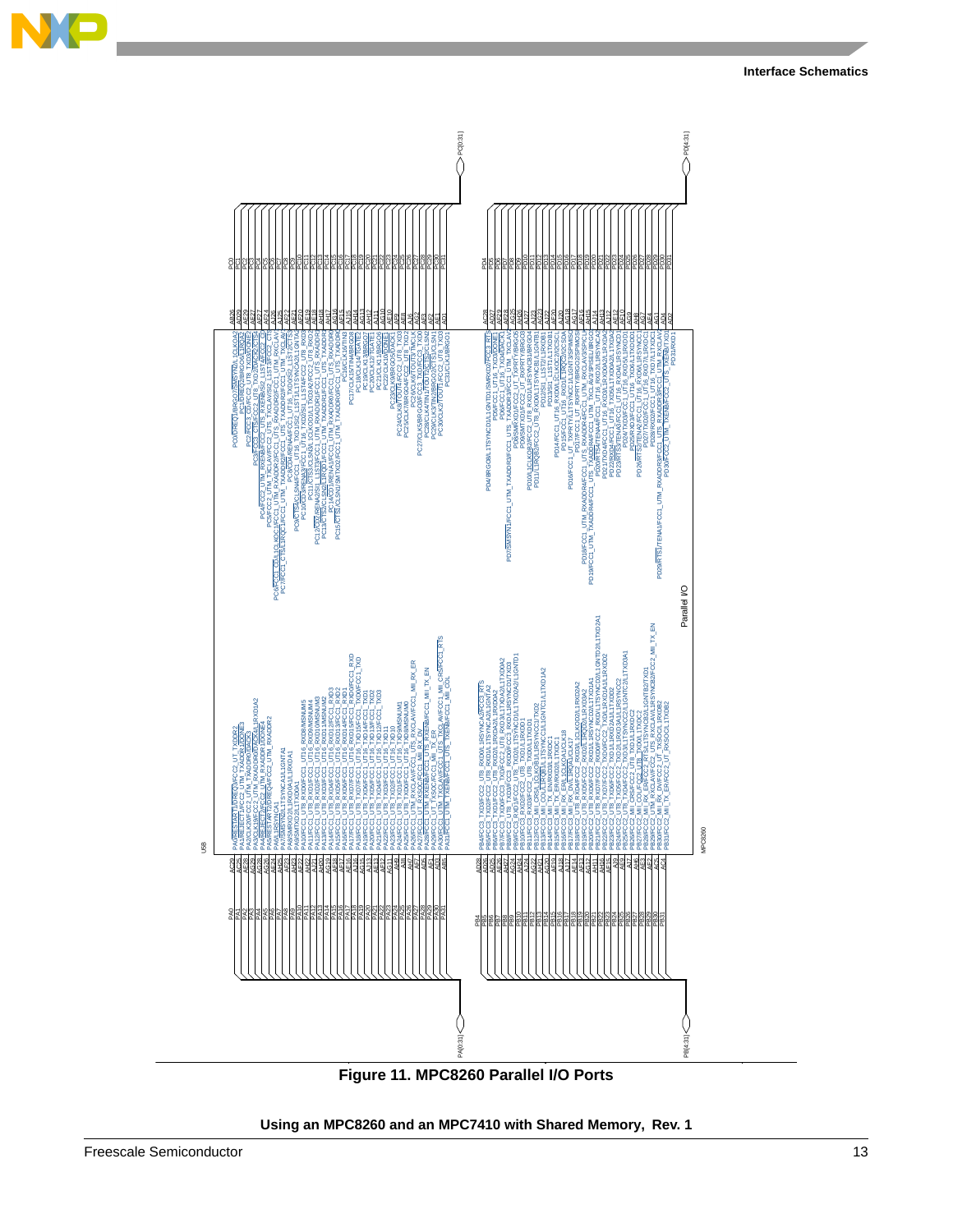Figure 11. MPC8260 Parallel I/O Ports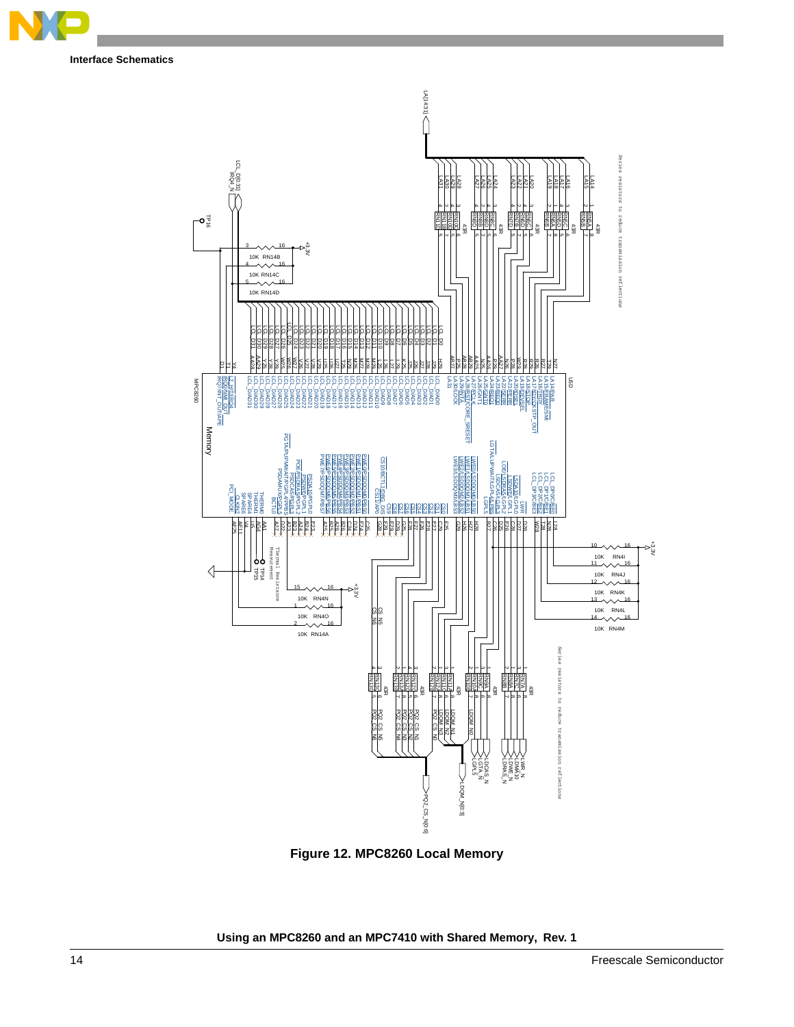Interface Schematics

Figure 12. MPC8260 Local Memory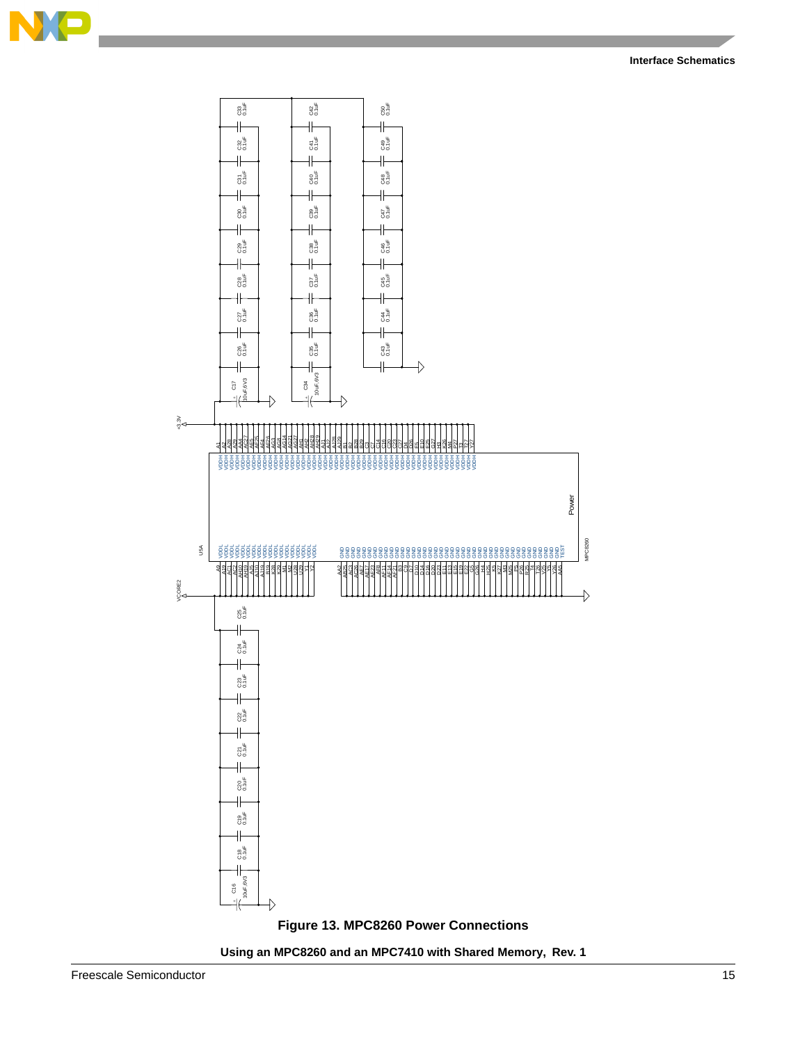**Figure 13. MPC8260 Power Connections**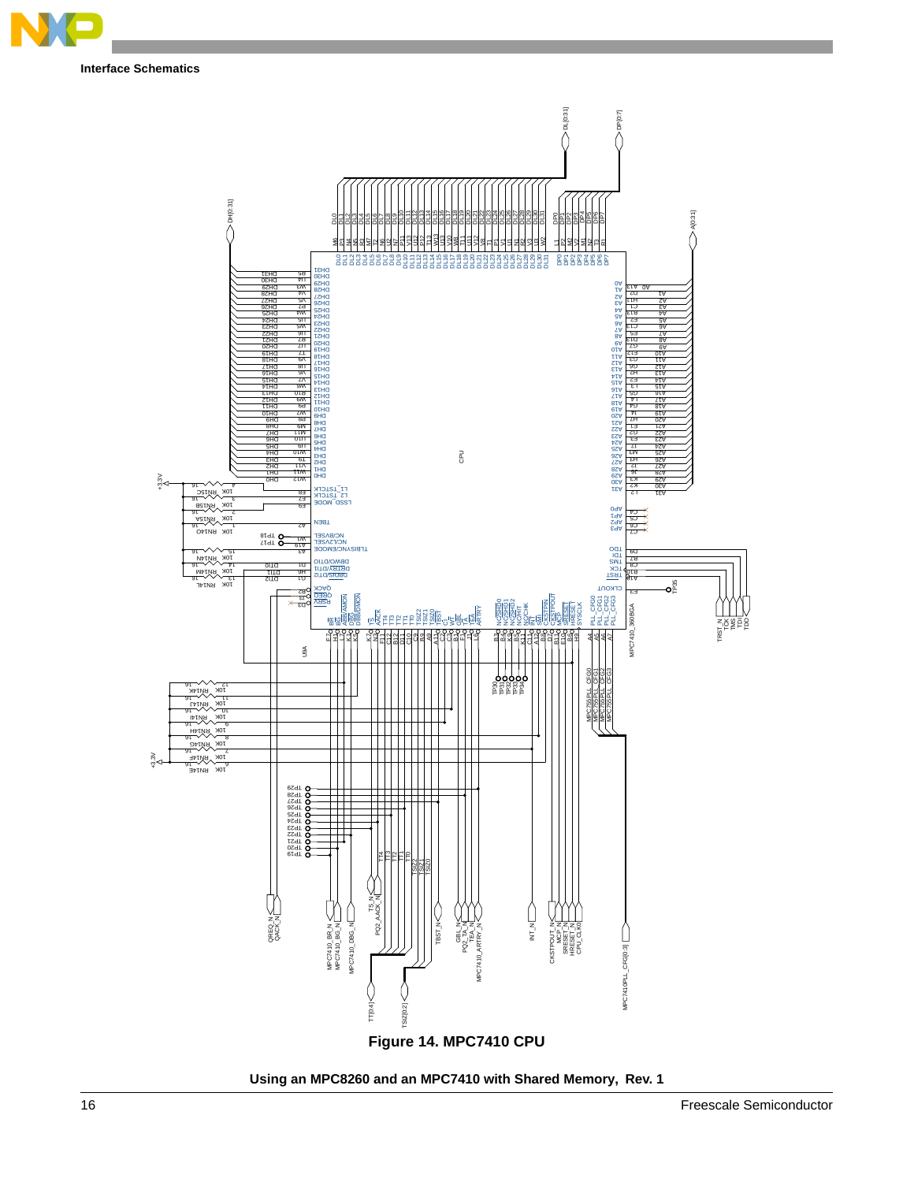Interface Schematics

Figure 14. MPC7410 CPU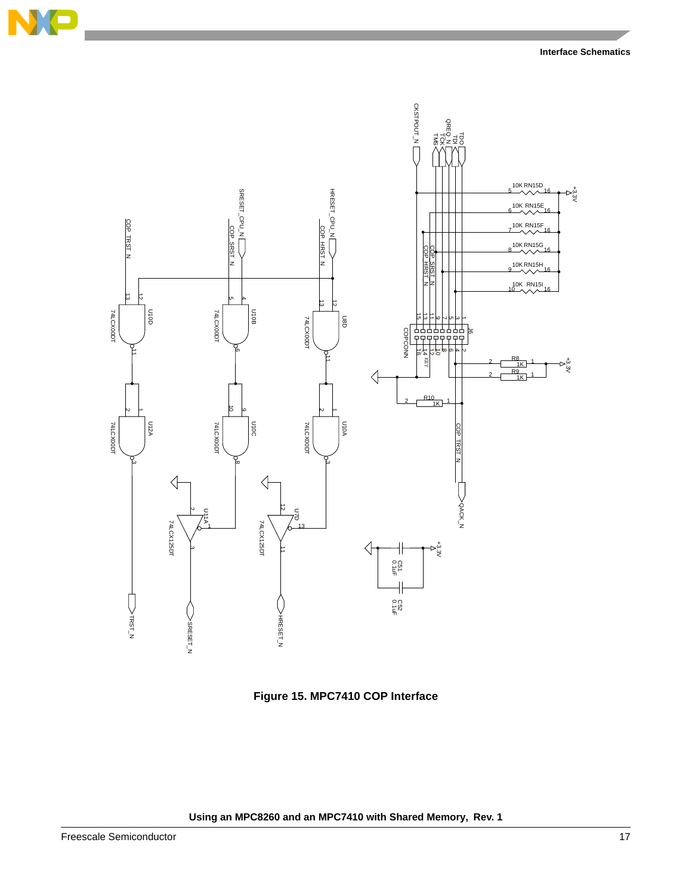Figure 15. MPC7410 COP Interface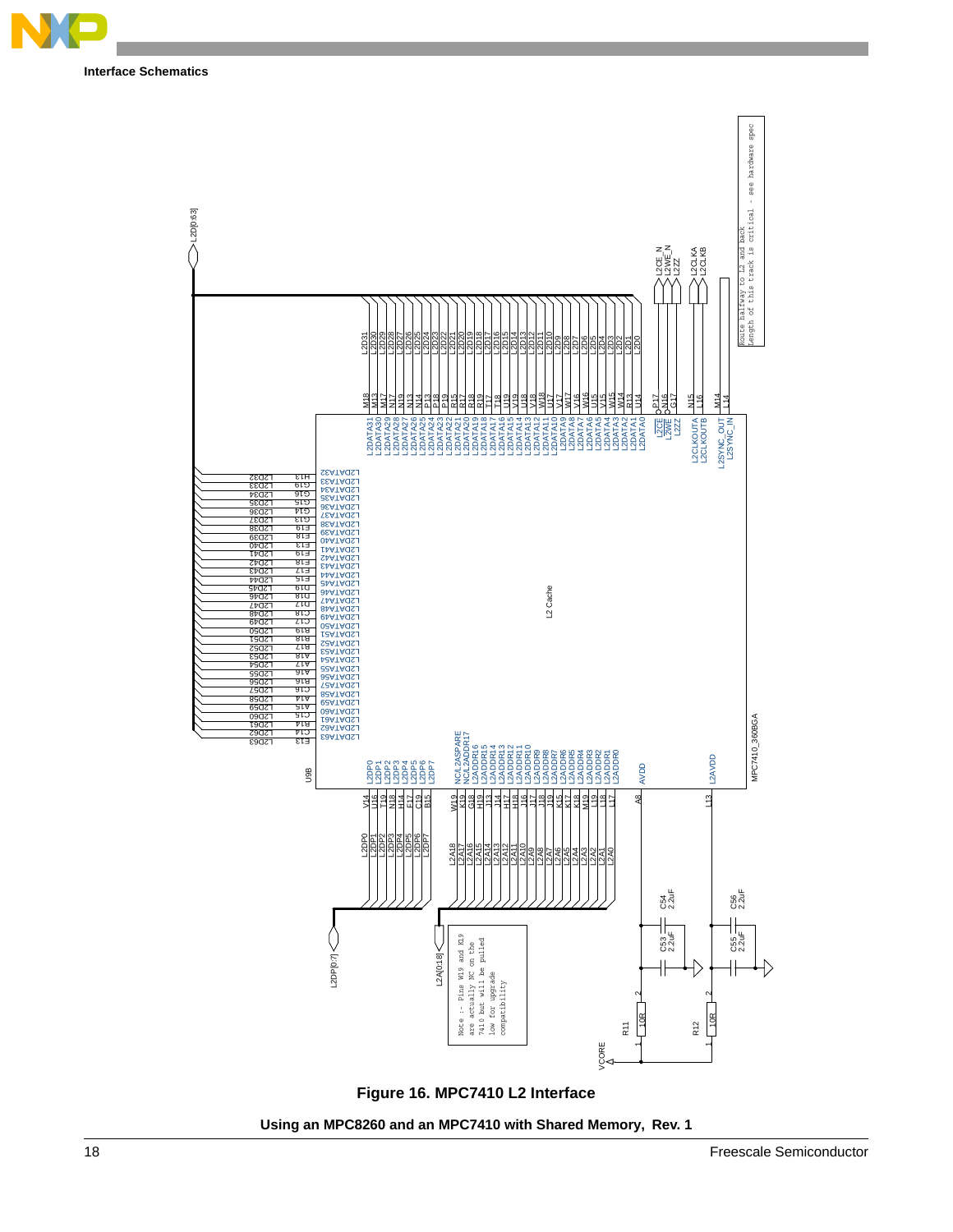Figure 16. MPC7410 L2 Interface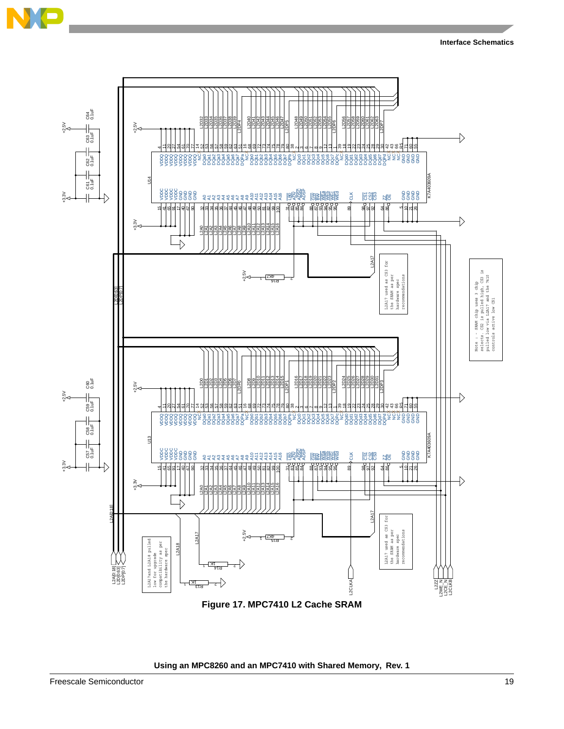Figure 17. MPC7410 L2 Cache SRAM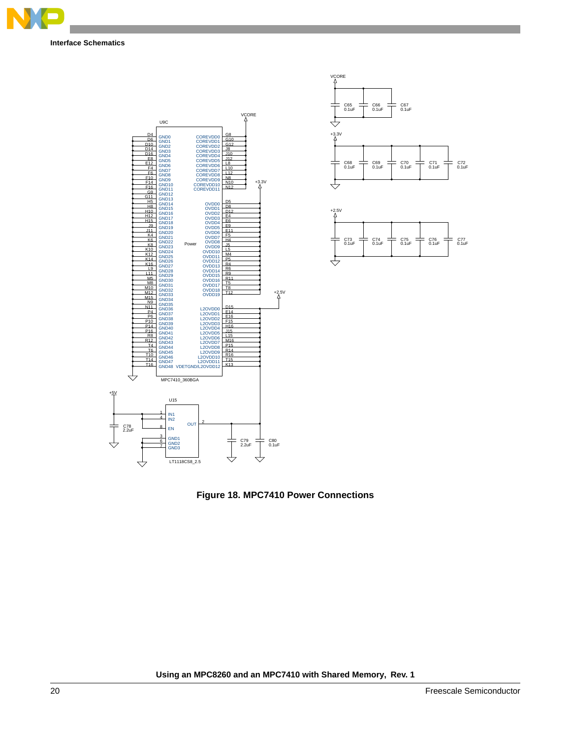Interface Schematics

Figure 18. MPC7410 Power Connections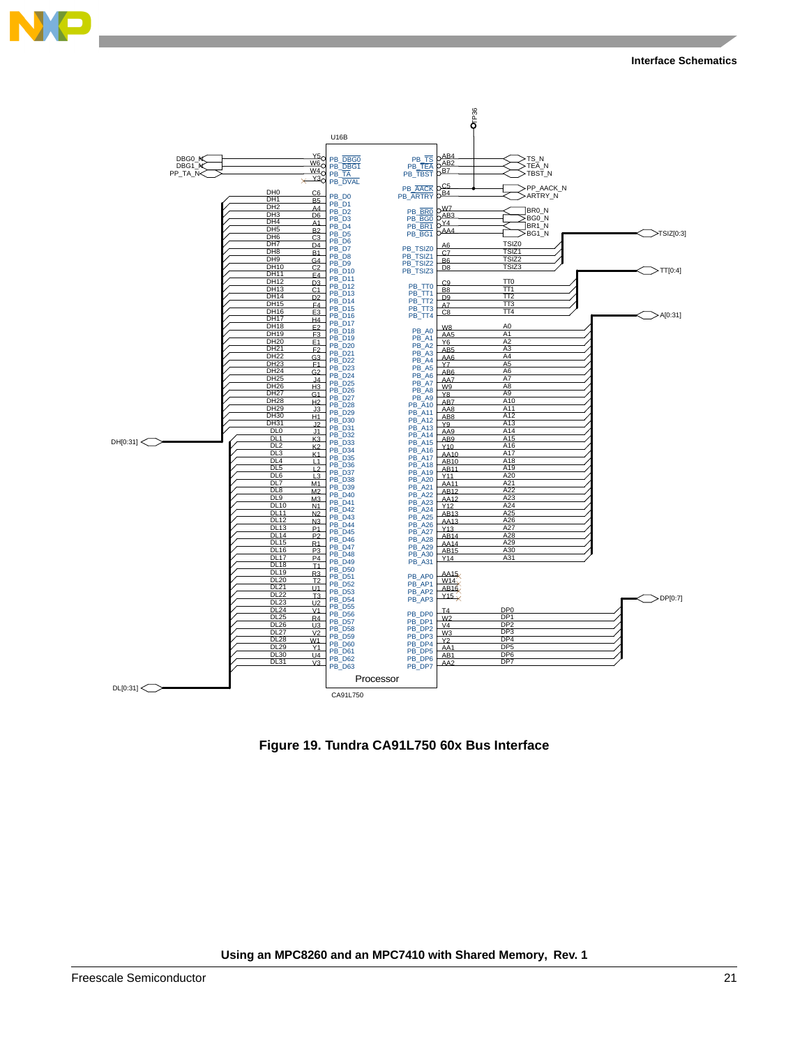Figure 19. Tundra CA91L750 60x Bus Interface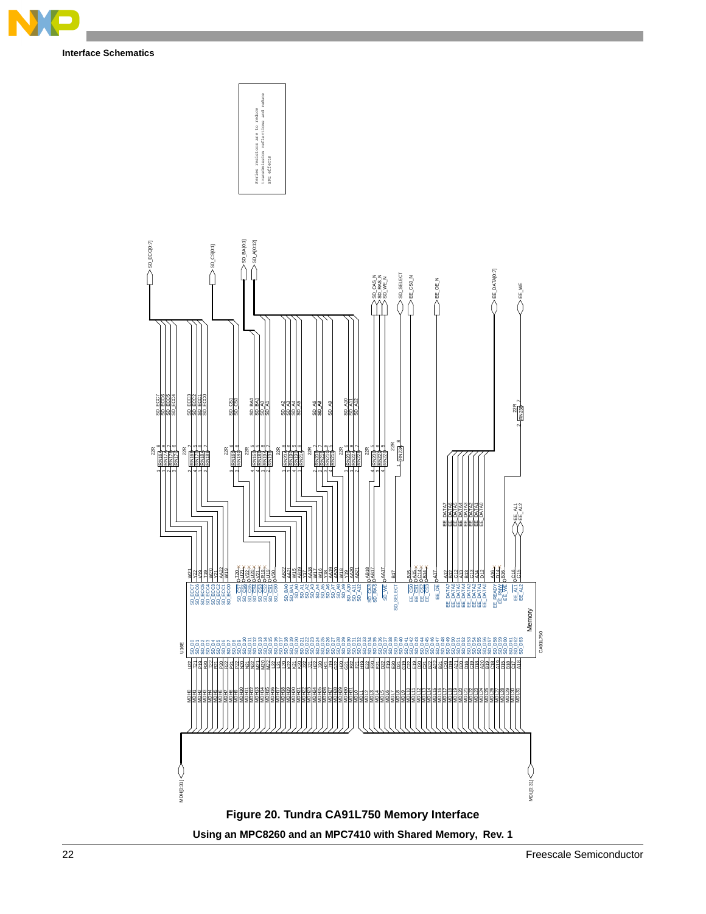## Interface Schematics

Series resistors are to reduce transmission reflections and reduce EMI effects

**Figure 20. Tundra CA91L750 Memory Interface**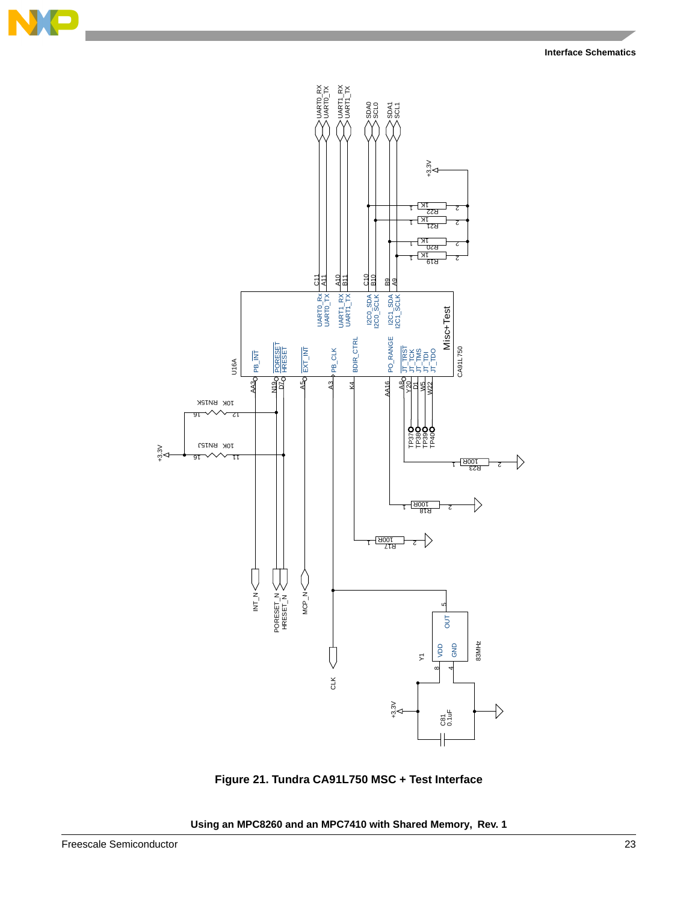Figure 21. Tundra CA91L750 MSC + Test Interface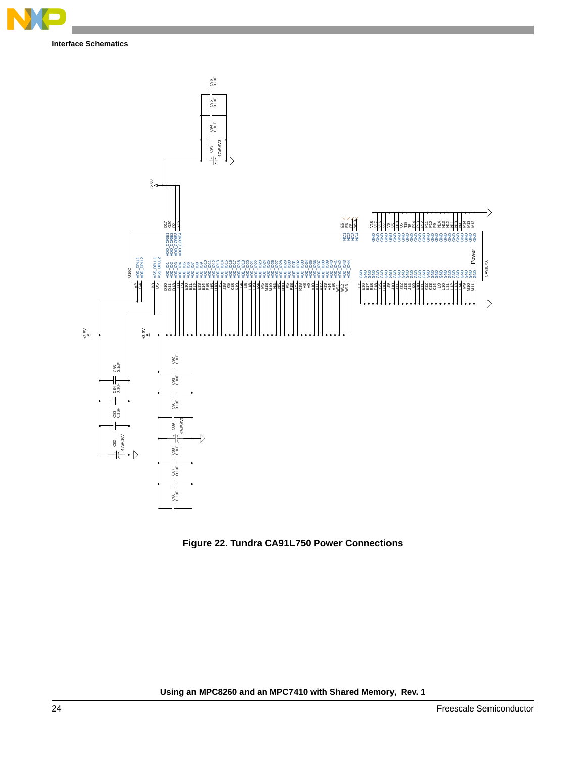Figure 22. Tundra CA91L750 Power Connections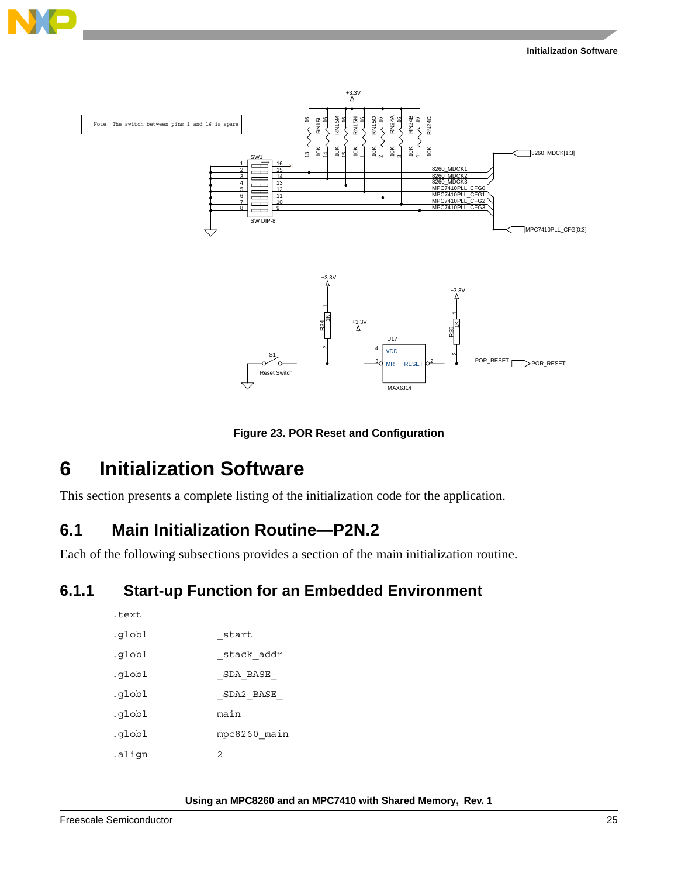Figure 23. POR Reset and Configuration

# 6 Initialization Software

This section presents a complete listing of the initialization code for the application.

## 6.1 Main Initialization Routine—P2N.2

Each of the following subsections provides a section of the main initialization routine.

### 6.1.1 Start-up Function for an Embedded Environment

```
.text
.globl          _start
.globl          _stack_addr
.globl          _SDA_BASE_
.globl          _SDA2_BASE_
.globl          main
.globl          mpc8260_main
.align          2
```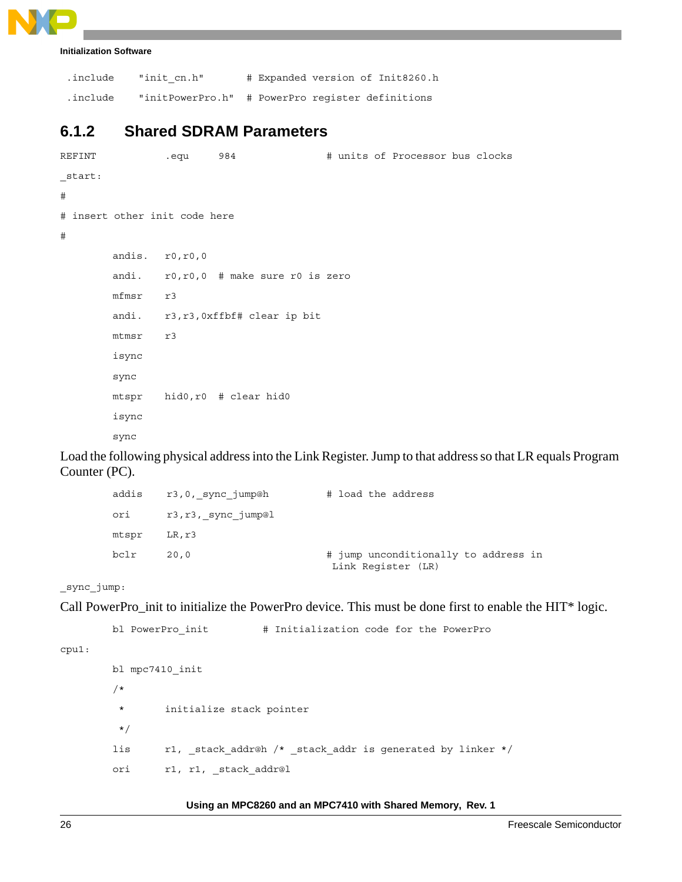```
.include    "init_cn.h"      # Expanded version of Init8260.h
.include    "initPowerPro.h" # PowerPro register definitions
```

### 6.1.2 Shared SDRAM Parameters

```
REFINT          .equ     984              # units of Processor bus clocks
_start:
#
# insert other init code here
#
        andis.  r0,r0,0
        andi.   r0,r0,0  # make sure r0 is zero
        mfmsr   r3
        andi.   r3,r3,0xffbf# clear ip bit
        mtmsr   r3
        isync
        sync
        mtspr   hid0,r0  # clear hid0
        isync
        sync
```

Load the following physical address into the Link Register. Jump to that address so that LR equals Program Counter (PC).

```
        addis   r3,0,_sync_jump@h        # load the address
        ori     r3,r3,_sync_jump@l
        mtspr   LR,r3
        bclr    20,0                     # jump unconditionally to address in
                                          Link Register (LR)
_sync_jump:
```

Call PowerPro_init to initialize the PowerPro device. This must be done first to enable the HIT* logic.

```
        bl PowerPro_init         # Initialization code for the PowerPro
cpu1:
        bl mpc7410_init
        /*
         *      initialize stack pointer
         */
        lis     r1, _stack_addr@h /* _stack_addr is generated by linker */
        ori     r1, r1, _stack_addr@l
```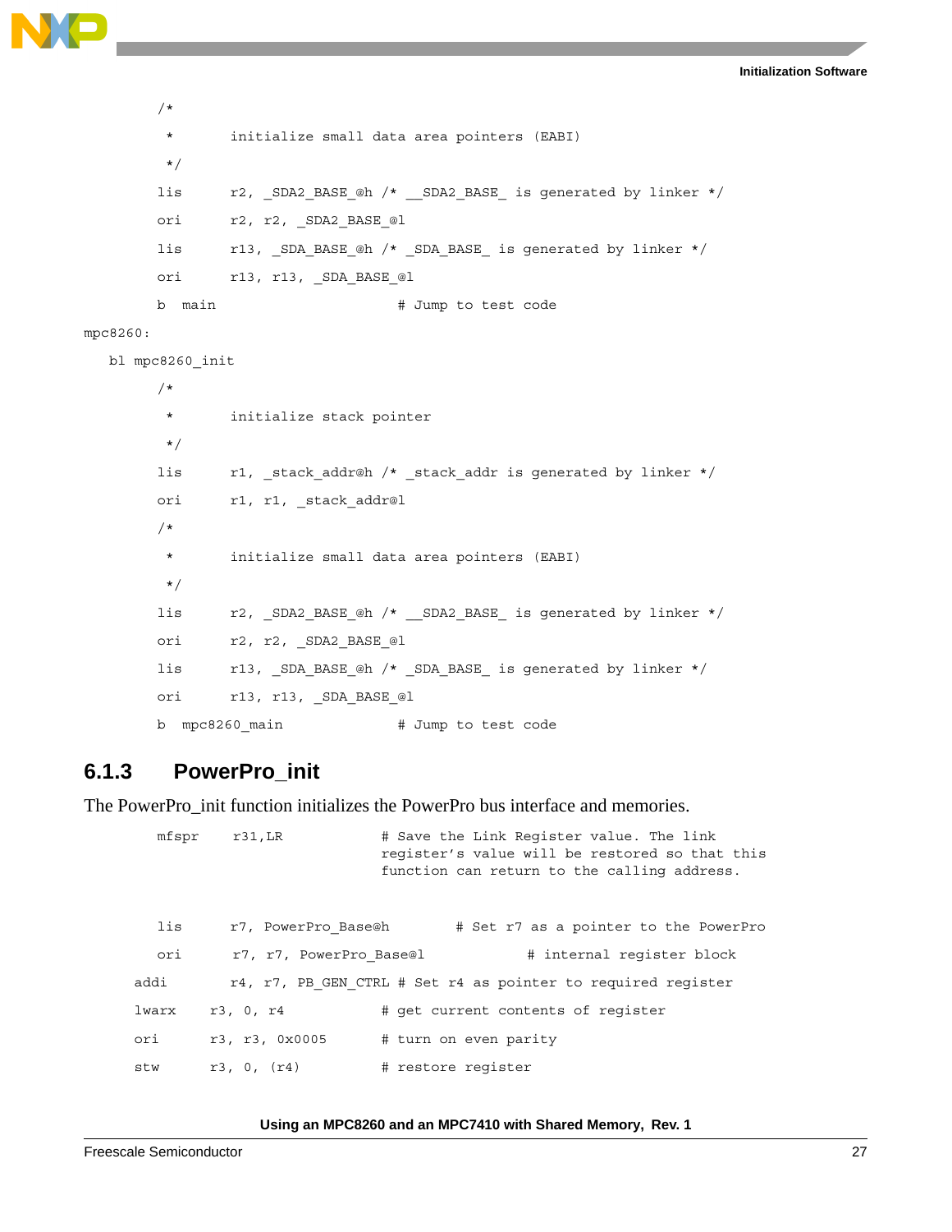```
        /*
         *      initialize small data area pointers (EABI)
         */
        lis     r2, _SDA2_BASE_@h /* __SDA2_BASE_ is generated by linker */
        ori     r2, r2, _SDA2_BASE_@l
        lis     r13, _SDA_BASE_@h /* _SDA_BASE_ is generated by linker */
        ori     r13, r13, _SDA_BASE_@l
        b  main                     # Jump to test code
mpc8260:
   bl mpc8260_init
        /*
         *      initialize stack pointer
         */
        lis     r1, _stack_addr@h /* _stack_addr is generated by linker */
        ori     r1, r1, _stack_addr@l
        /*
         *      initialize small data area pointers (EABI)
         */
        lis     r2, _SDA2_BASE_@h /* __SDA2_BASE_ is generated by linker */
        ori     r2, r2, _SDA2_BASE_@l
        lis     r13, _SDA_BASE_@h /* _SDA_BASE_ is generated by linker */
        ori     r13, r13, _SDA_BASE_@l
        b  mpc8260_main             # Jump to test code
```

### 6.1.3 PowerPro_init

The PowerPro_init function initializes the PowerPro bus interface and memories.

```
        mfspr    r31,LR           # Save the Link Register value. The link
                                  register's value will be restored so that this
                                  function can return to the calling address.


        lis     r7, PowerPro_Base@h       # Set r7 as a pointer to the PowerPro
        ori      r7, r7, PowerPro_Base@l           # internal register block
     addi       r4, r7, PB_GEN_CTRL # Set r4 as pointer to required register
     lwarx    r3, 0, r4           # get current contents of register
     ori      r3, r3, 0x0005      # turn on even parity
     stw      r3, 0, (r4)         # restore register
```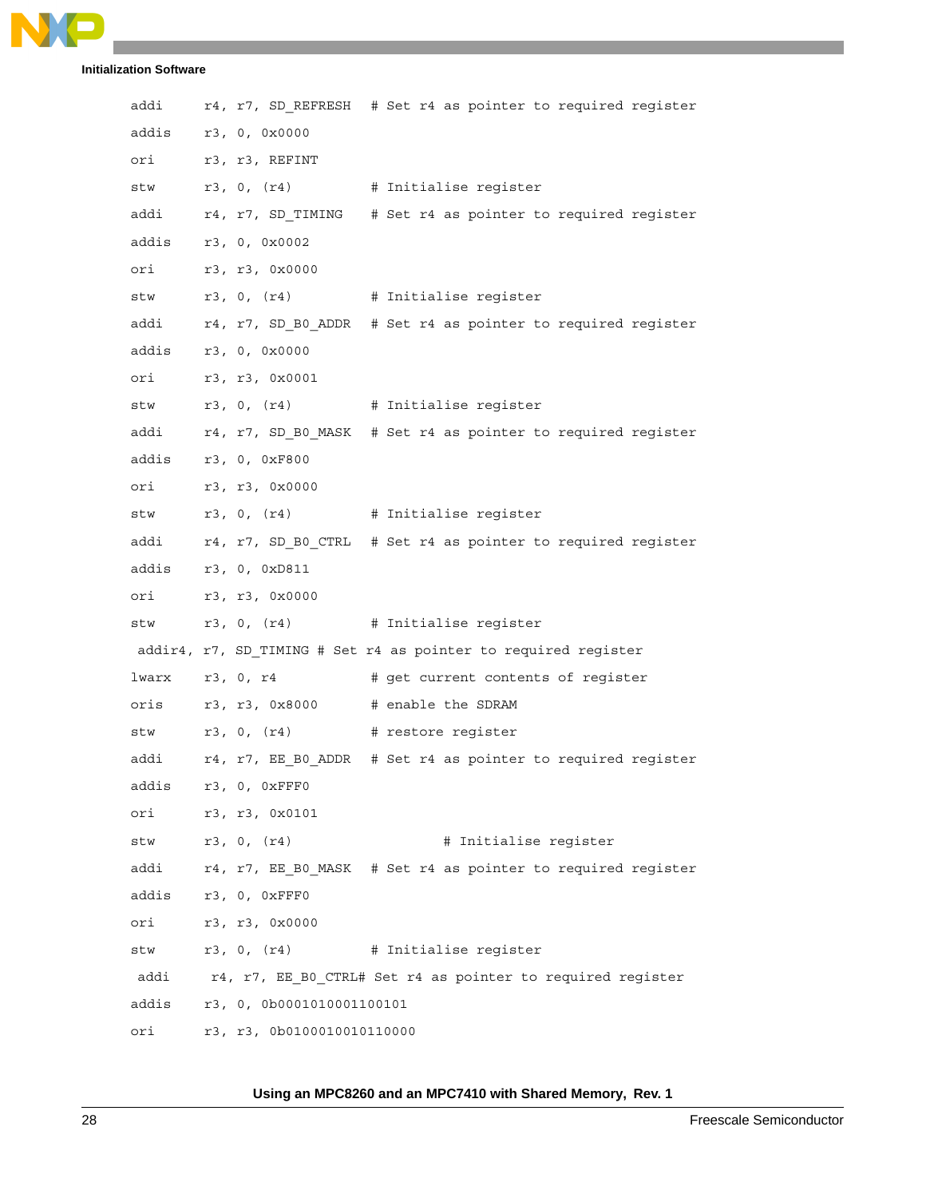```
addi     r4, r7, SD_REFRESH   # Set r4 as pointer to required register
addis    r3, 0, 0x0000
ori      r3, r3, REFINT
stw      r3, 0, (r4)          # Initialise register
addi     r4, r7, SD_TIMING    # Set r4 as pointer to required register
addis    r3, 0, 0x0002
ori      r3, r3, 0x0000
stw      r3, 0, (r4)          # Initialise register
addi     r4, r7, SD_B0_ADDR   # Set r4 as pointer to required register
addis    r3, 0, 0x0000
ori      r3, r3, 0x0001
stw      r3, 0, (r4)          # Initialise register
addi     r4, r7, SD_B0_MASK   # Set r4 as pointer to required register
addis    r3, 0, 0xF800
ori      r3, r3, 0x0000
stw      r3, 0, (r4)          # Initialise register
addi     r4, r7, SD_B0_CTRL   # Set r4 as pointer to required register
addis    r3, 0, 0xD811
ori      r3, r3, 0x0000
stw      r3, 0, (r4)          # Initialise register
 addir4, r7, SD_TIMING # Set r4 as pointer to required register
lwarx    r3, 0, r4            # get current contents of register
oris     r3, r3, 0x8000       # enable the SDRAM
stw      r3, 0, (r4)          # restore register
addi     r4, r7, EE_B0_ADDR   # Set r4 as pointer to required register
addis    r3, 0, 0xFFF0
ori      r3, r3, 0x0101
stw      r3, 0, (r4)                   # Initialise register
addi     r4, r7, EE_B0_MASK   # Set r4 as pointer to required register
addis    r3, 0, 0xFFF0
ori      r3, r3, 0x0000
stw      r3, 0, (r4)          # Initialise register
 addi     r4, r7, EE_B0_CTRL# Set r4 as pointer to required register
addis    r3, 0, 0b0001010001100101
ori      r3, r3, 0b0100010010110000
```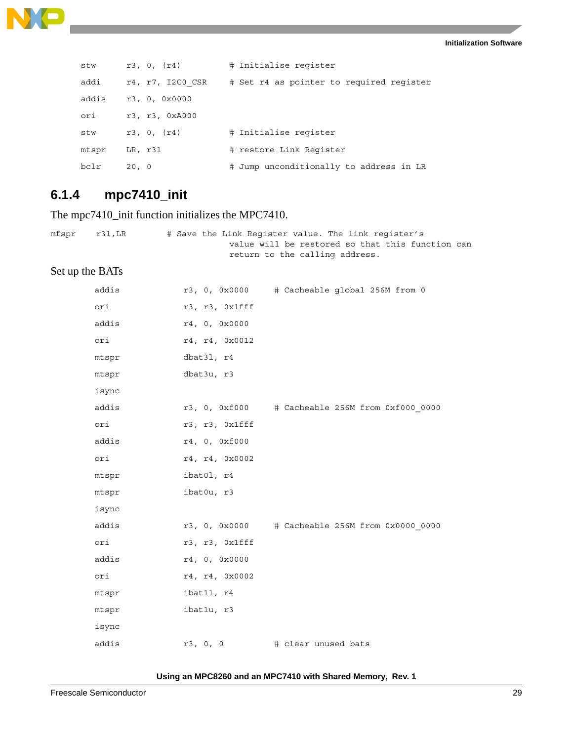```
stw     r3, 0, (r4)         # Initialise register
addi    r4, r7, I2C0_CSR    # Set r4 as pointer to required register
addis   r3, 0, 0x0000
ori     r3, r3, 0xA000
stw     r3, 0, (r4)         # Initialise register
mtspr   LR, r31             # restore Link Register
bclr    20, 0               # Jump unconditionally to address in LR
```

### 6.1.4 mpc7410_init

The mpc7410_init function initializes the MPC7410.

```
mfspr   r31,LR      # Save the Link Register value. The link register's
                      value will be restored so that this function can
                      return to the calling address.
```

Set up the BATs

```
addis       r3, 0, 0x0000    # Cacheable global 256M from 0
ori         r3, r3, 0x1fff
addis       r4, 0, 0x0000
ori         r4, r4, 0x0012
mtspr       dbat3l, r4
mtspr       dbat3u, r3
isync
addis       r3, 0, 0xf000    # Cacheable 256M from 0xf000_0000
ori         r3, r3, 0x1fff
addis       r4, 0, 0xf000
ori         r4, r4, 0x0002
mtspr       ibat0l, r4
mtspr       ibat0u, r3
isync
addis       r3, 0, 0x0000    # Cacheable 256M from 0x0000_0000
ori         r3, r3, 0x1fff
addis       r4, 0, 0x0000
ori         r4, r4, 0x0002
mtspr       ibat1l, r4
mtspr       ibat1u, r3
isync
addis       r3, 0, 0         # clear unused bats
```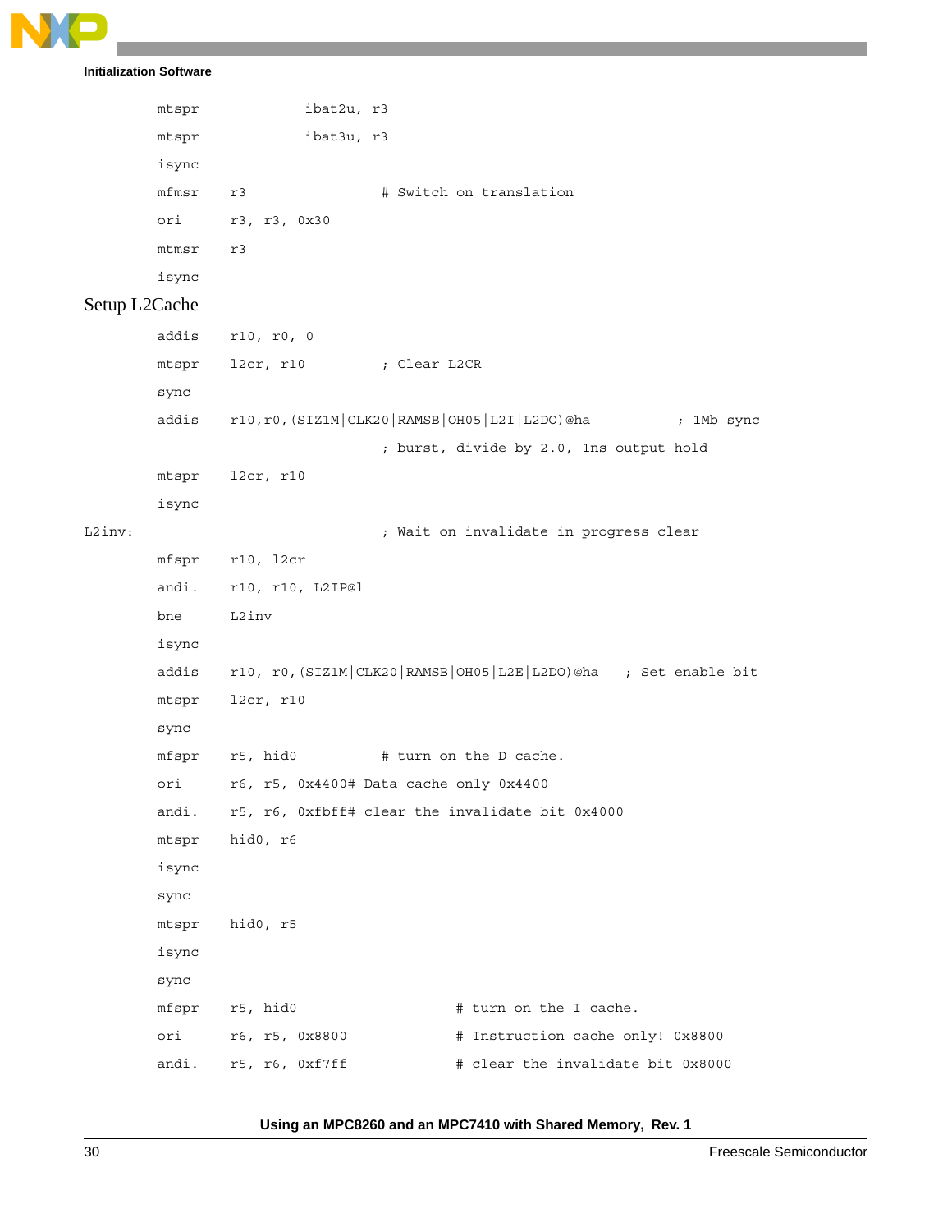```
        mtspr           ibat2u, r3
        mtspr           ibat3u, r3
        isync
        mfmsr   r3                  # Switch on translation
        ori     r3, r3, 0x30
        mtmsr   r3
        isync
```

Setup L2Cache

```
        addis   r10, r0, 0
        mtspr   l2cr, r10           ; Clear L2CR
        sync
        addis   r10,r0,(SIZ1M|CLK20|RAMSB|OH05|L2I|L2DO)@ha          ; 1Mb sync
                                    ; burst, divide by 2.0, 1ns output hold
        mtspr   l2cr, r10
        isync
L2inv:                              ; Wait on invalidate in progress clear
        mfspr   r10, l2cr
        andi.   r10, r10, L2IP@l
        bne     L2inv
        isync
        addis   r10, r0,(SIZ1M|CLK20|RAMSB|OH05|L2E|L2DO)@ha    ; Set enable bit
        mtspr   l2cr, r10
        sync
        mfspr   r5, hid0            # turn on the D cache.
        ori     r6, r5, 0x4400# Data cache only 0x4400
        andi.   r5, r6, 0xfbff# clear the invalidate bit 0x4000
        mtspr   hid0, r6
        isync
        sync
        mtspr   hid0, r5
        isync
        sync
        mfspr   r5, hid0                     # turn on the I cache.
        ori     r6, r5, 0x8800               # Instruction cache only! 0x8800
        andi.   r5, r6, 0xf7ff               # clear the invalidate bit 0x8000
```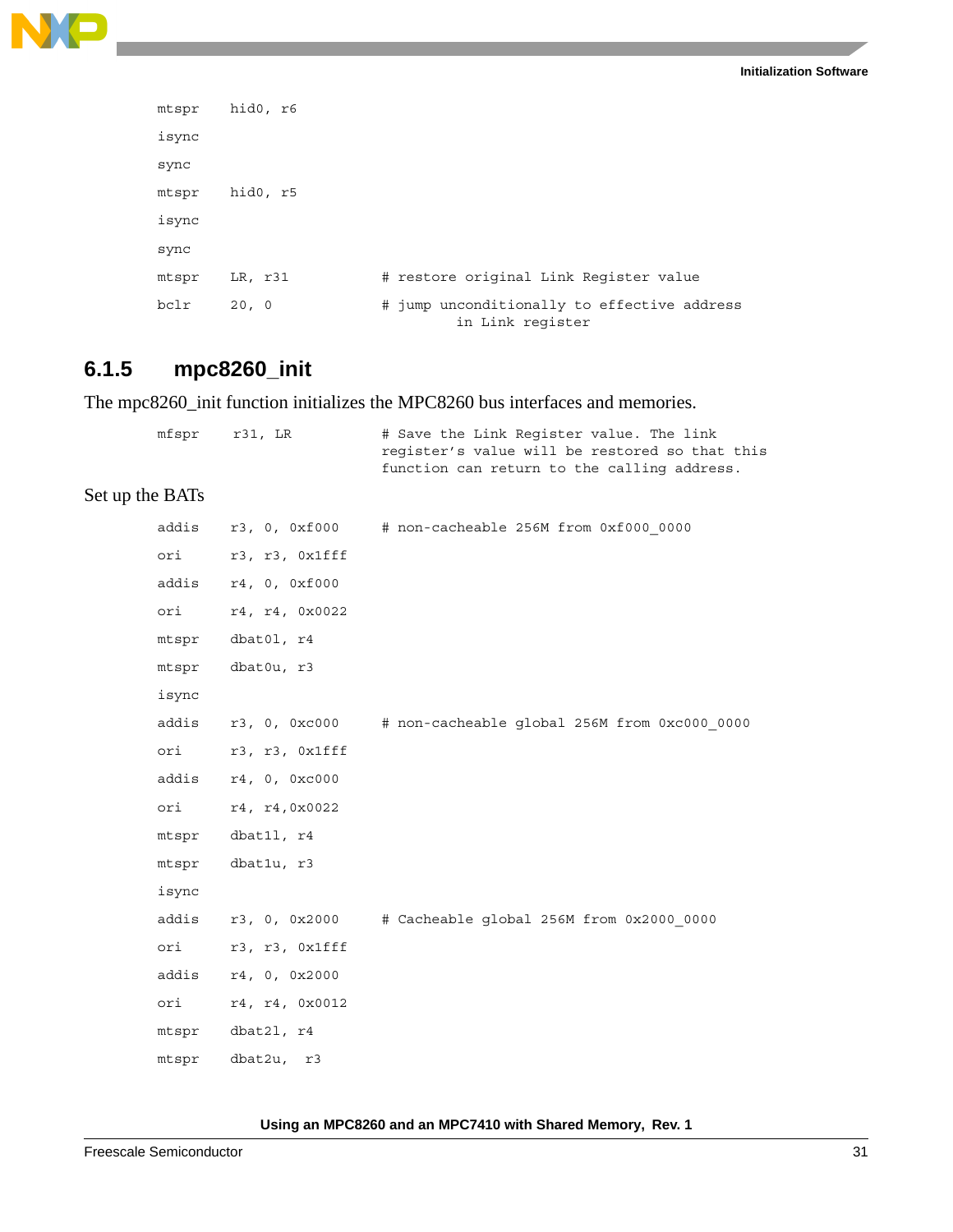```
mtspr   hid0, r6
isync
sync
mtspr   hid0, r5
isync
sync
mtspr   LR, r31             # restore original Link Register value
bclr    20, 0               # jump unconditionally to effective address
                                    in Link register
```

### 6.1.5 mpc8260_init

The mpc8260_init function initializes the MPC8260 bus interfaces and memories.

```
mfspr    r31, LR            # Save the Link Register value. The link
                            register's value will be restored so that this
                            function can return to the calling address.
```

Set up the BATs

```
addis   r3, 0, 0xf000       # non-cacheable 256M from 0xf000_0000
ori     r3, r3, 0x1fff
addis   r4, 0, 0xf000
ori     r4, r4, 0x0022
mtspr   dbat0l, r4
mtspr   dbat0u, r3
isync
addis   r3, 0, 0xc000       # non-cacheable global 256M from 0xc000_0000
ori     r3, r3, 0x1fff
addis   r4, 0, 0xc000
ori     r4, r4,0x0022
mtspr   dbat1l, r4
mtspr   dbat1u, r3
isync
addis   r3, 0, 0x2000       # Cacheable global 256M from 0x2000_0000
ori     r3, r3, 0x1fff
addis   r4, 0, 0x2000
ori     r4, r4, 0x0012
mtspr   dbat2l, r4
mtspr   dbat2u,  r3
```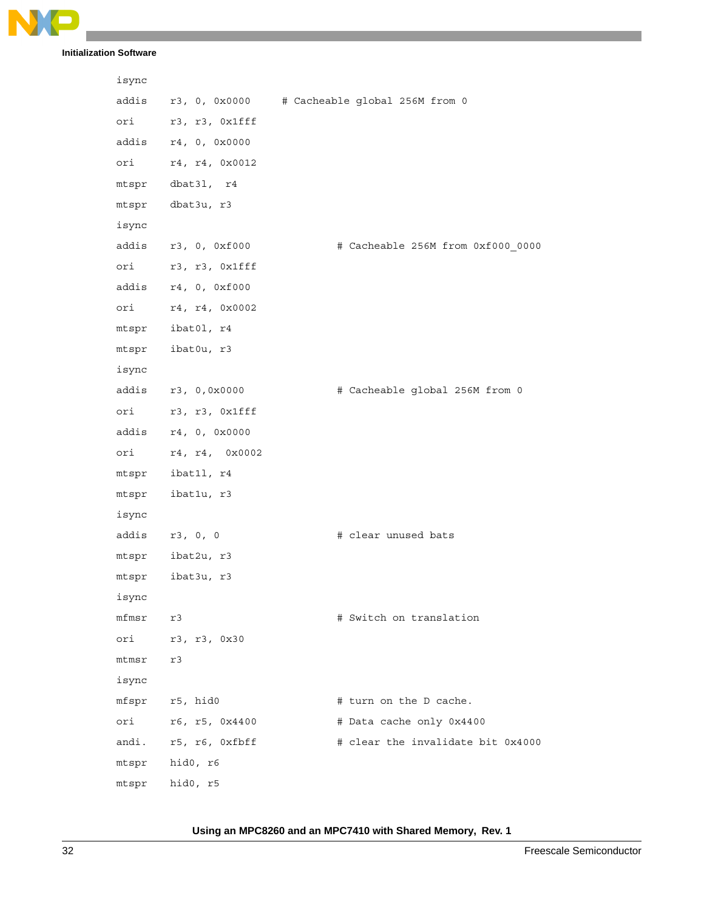```
isync
addis   r3, 0, 0x0000      # Cacheable global 256M from 0
ori     r3, r3, 0x1fff
addis   r4, 0, 0x0000
ori     r4, r4, 0x0012
mtspr   dbat3l,  r4
mtspr   dbat3u, r3
isync
addis   r3, 0, 0xf000               # Cacheable 256M from 0xf000_0000
ori     r3, r3, 0x1fff
addis   r4, 0, 0xf000
ori     r4, r4, 0x0002
mtspr   ibat0l, r4
mtspr   ibat0u, r3
isync
addis   r3, 0,0x0000                # Cacheable global 256M from 0
ori     r3, r3, 0x1fff
addis   r4, 0, 0x0000
ori     r4, r4,  0x0002
mtspr   ibat1l, r4
mtspr   ibat1u, r3
isync
addis   r3, 0, 0                    # clear unused bats
mtspr   ibat2u, r3
mtspr   ibat3u, r3
isync
mfmsr   r3                          # Switch on translation
ori     r3, r3, 0x30
mtmsr   r3
isync
mfspr   r5, hid0                    # turn on the D cache.
ori     r6, r5, 0x4400              # Data cache only 0x4400
andi.   r5, r6, 0xfbff              # clear the invalidate bit 0x4000
mtspr   hid0, r6
mtspr   hid0, r5
```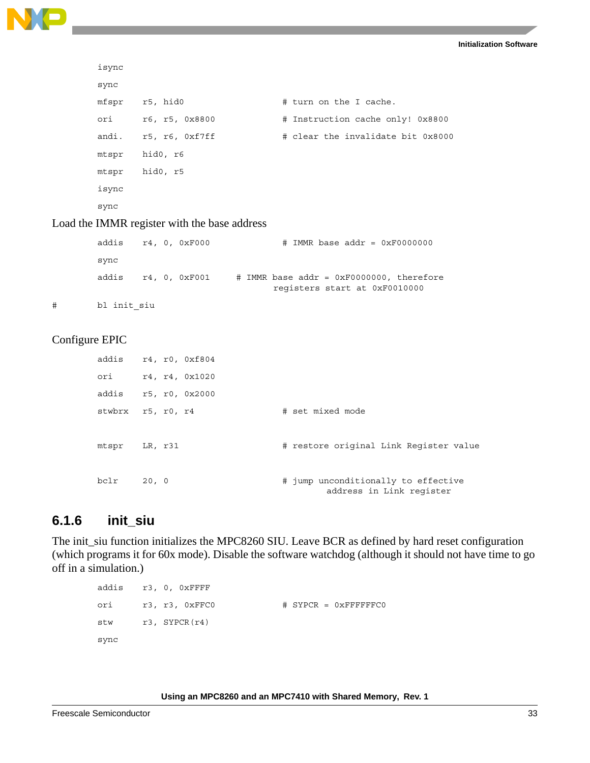```
        isync
        sync
        mfspr   r5, hid0            # turn on the I cache.
        ori     r6, r5, 0x8800      # Instruction cache only! 0x8800
        andi.   r5, r6, 0xf7ff      # clear the invalidate bit 0x8000
        mtspr   hid0, r6
        mtspr   hid0, r5
        isync
        sync
```

Load the IMMR register with the base address

```
        addis   r4, 0, 0xF000       # IMMR base addr = 0xF0000000
        sync
        addis   r4, 0, 0xF001   # IMMR base addr = 0xF0000000, therefore
                                    registers start at 0xF0010000
#       bl init_siu
```

Configure EPIC

```
        addis   r4, r0, 0xf804
        ori     r4, r4, 0x1020
        addis   r5, r0, 0x2000
        stwbrx  r5, r0, r4          # set mixed mode

        mtspr   LR, r31             # restore original Link Register value

        bclr    20, 0               # jump unconditionally to effective
                                        address in Link register
```

### 6.1.6 init_siu

The init_siu function initializes the MPC8260 SIU. Leave BCR as defined by hard reset configuration (which programs it for 60x mode). Disable the software watchdog (although it should not have time to go off in a simulation.)

```
        addis   r3, 0, 0xFFFF
        ori     r3, r3, 0xFFC0      # SYPCR = 0xFFFFFFC0
        stw     r3, SYPCR(r4)
        sync
```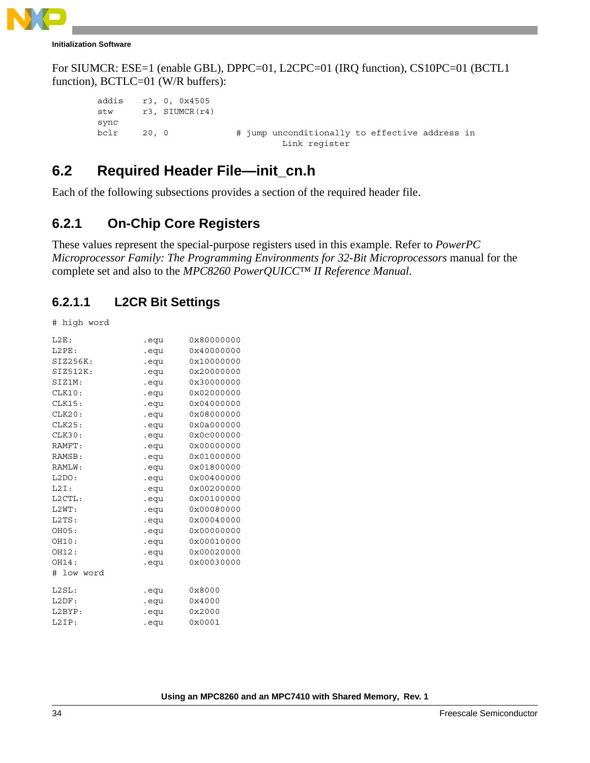For SIUMCR: ESE=1 (enable GBL), DPPC=01, L2CPC=01 (IRQ function), CS10PC=01 (BCTL1 function), BCTLC=01 (W/R buffers):

```
addis   r3, 0, 0x4505
stw     r3, SIUMCR(r4)
sync
bclr    20, 0               # jump unconditionally to effective address in
                                     Link register
```

## 6.2 Required Header File—init_cn.h

Each of the following subsections provides a section of the required header file.

### 6.2.1 On-Chip Core Registers

These values represent the special-purpose registers used in this example. Refer to *PowerPC Microprocessor Family: The Programming Environments for 32-Bit Microprocessors* manual for the complete set and also to the *MPC8260 PowerQUICC™ II Reference Manual*.

#### 6.2.1.1 L2CR Bit Settings

```
# high word

L2E:                .equ     0x80000000
L2PE:               .equ     0x40000000
SIZ256K:            .equ     0x10000000
SIZ512K:            .equ     0x20000000
SIZ1M:              .equ     0x30000000
CLK10:              .equ     0x02000000
CLK15:              .equ     0x04000000
CLK20:              .equ     0x08000000
CLK25:              .equ     0x0a000000
CLK30:              .equ     0x0c000000
RAMFT:              .equ     0x00000000
RAMSB:              .equ     0x01000000
RAMLW:              .equ     0x01800000
L2DO:               .equ     0x00400000
L2I:                .equ     0x00200000
L2CTL:              .equ     0x00100000
L2WT:               .equ     0x00080000
L2TS:               .equ     0x00040000
OH05:               .equ     0x00000000
OH10:               .equ     0x00010000
OH12:               .equ     0x00020000
OH14:               .equ     0x00030000
# low word

L2SL:               .equ     0x8000
L2DF:               .equ     0x4000
L2BYP:              .equ     0x2000
L2IP:               .equ     0x0001
```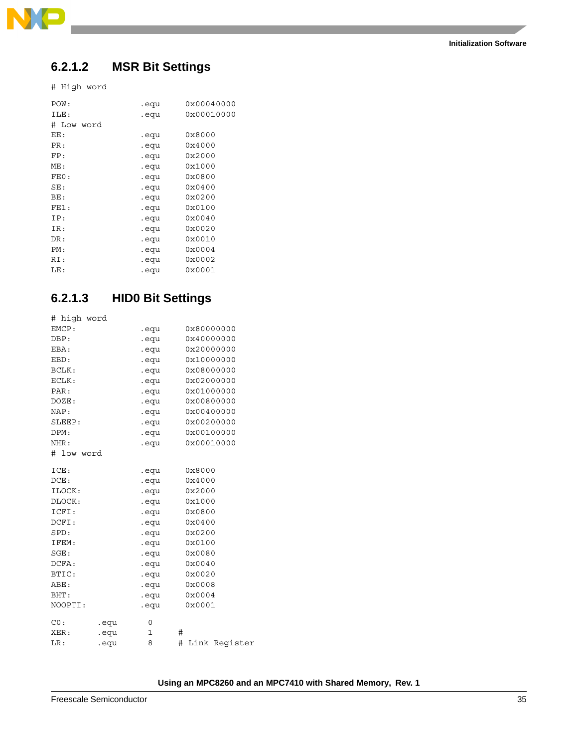### 6.2.1.2 MSR Bit Settings

```
# High word

POW:            .equ     0x00040000
ILE:            .equ     0x00010000
# Low word
EE:             .equ     0x8000
PR:             .equ     0x4000
FP:             .equ     0x2000
ME:             .equ     0x1000
FE0:            .equ     0x0800
SE:             .equ     0x0400
BE:             .equ     0x0200
FE1:            .equ     0x0100
IP:             .equ     0x0040
IR:             .equ     0x0020
DR:             .equ     0x0010
PM:             .equ     0x0004
RI:             .equ     0x0002
LE:             .equ     0x0001
```

### 6.2.1.3 HID0 Bit Settings

```
# high word
EMCP:           .equ     0x80000000
DBP:            .equ     0x40000000
EBA:            .equ     0x20000000
EBD:            .equ     0x10000000
BCLK:           .equ     0x08000000
ECLK:           .equ     0x02000000
PAR:            .equ     0x01000000
DOZE:           .equ     0x00800000
NAP:            .equ     0x00400000
SLEEP:          .equ     0x00200000
DPM:            .equ     0x00100000
NHR:            .equ     0x00010000
# low word

ICE:            .equ     0x8000
DCE:            .equ     0x4000
ILOCK:          .equ     0x2000
DLOCK:          .equ     0x1000
ICFI:           .equ     0x0800
DCFI:           .equ     0x0400
SPD:            .equ     0x0200
IFEM:           .equ     0x0100
SGE:            .equ     0x0080
DCFA:           .equ     0x0040
BTIC:           .equ     0x0020
ABE:            .equ     0x0008
BHT:            .equ     0x0004
NOOPTI:         .equ     0x0001

C0:      .equ       0      #
XER:     .equ       1      #
LR:      .equ       8      # Link Register
```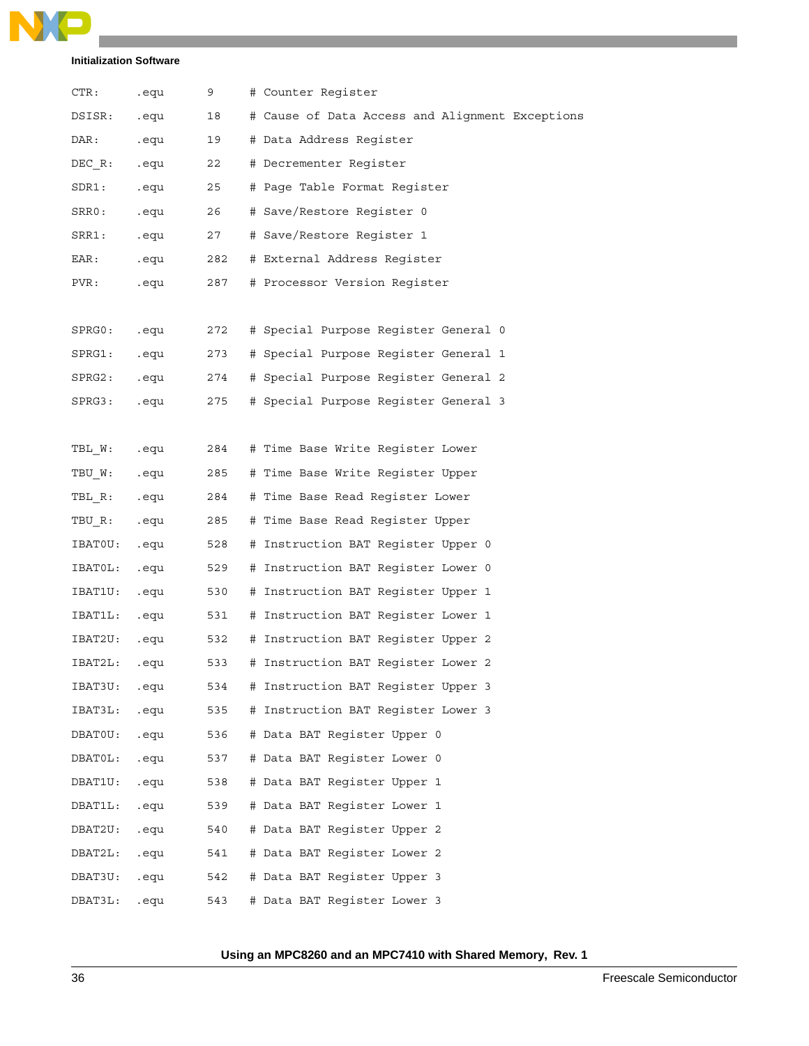```
CTR:      .equ     9      # Counter Register
DSISR:    .equ     18     # Cause of Data Access and Alignment Exceptions
DAR:      .equ     19     # Data Address Register
DEC_R:    .equ     22     # Decrementer Register
SDR1:     .equ     25     # Page Table Format Register
SRR0:     .equ     26     # Save/Restore Register 0
SRR1:     .equ     27     # Save/Restore Register 1
EAR:      .equ     282    # External Address Register
PVR:      .equ     287    # Processor Version Register

SPRG0:    .equ     272    # Special Purpose Register General 0
SPRG1:    .equ     273    # Special Purpose Register General 1
SPRG2:    .equ     274    # Special Purpose Register General 2
SPRG3:    .equ     275    # Special Purpose Register General 3

TBL_W:    .equ     284    # Time Base Write Register Lower
TBU_W:    .equ     285    # Time Base Write Register Upper
TBL_R:    .equ     284    # Time Base Read Register Lower
TBU_R:    .equ     285    # Time Base Read Register Upper
IBAT0U:   .equ     528    # Instruction BAT Register Upper 0
IBAT0L:   .equ     529    # Instruction BAT Register Lower 0
IBAT1U:   .equ     530    # Instruction BAT Register Upper 1
IBAT1L:   .equ     531    # Instruction BAT Register Lower 1
IBAT2U:   .equ     532    # Instruction BAT Register Upper 2
IBAT2L:   .equ     533    # Instruction BAT Register Lower 2
IBAT3U:   .equ     534    # Instruction BAT Register Upper 3
IBAT3L:   .equ     535    # Instruction BAT Register Lower 3
DBAT0U:   .equ     536    # Data BAT Register Upper 0
DBAT0L:   .equ     537    # Data BAT Register Lower 0
DBAT1U:   .equ     538    # Data BAT Register Upper 1
DBAT1L:   .equ     539    # Data BAT Register Lower 1
DBAT2U:   .equ     540    # Data BAT Register Upper 2
DBAT2L:   .equ     541    # Data BAT Register Lower 2
DBAT3U:   .equ     542    # Data BAT Register Upper 3
DBAT3L:   .equ     543    # Data BAT Register Lower 3
```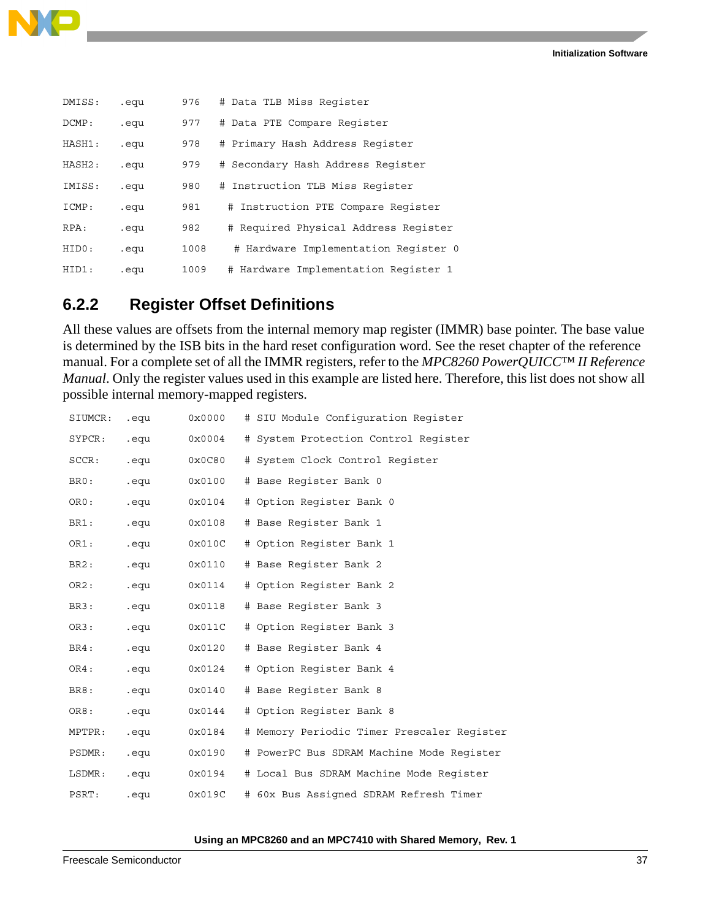```
DMISS:    .equ    976    # Data TLB Miss Register
DCMP:     .equ    977    # Data PTE Compare Register
HASH1:    .equ    978    # Primary Hash Address Register
HASH2:    .equ    979    # Secondary Hash Address Register
IMISS:    .equ    980    # Instruction TLB Miss Register
ICMP:     .equ    981     # Instruction PTE Compare Register
RPA:      .equ    982     # Required Physical Address Register
HID0:     .equ    1008     # Hardware Implementation Register 0
HID1:     .equ    1009    # Hardware Implementation Register 1
```

### 6.2.2 Register Offset Definitions

All these values are offsets from the internal memory map register (IMMR) base pointer. The base value is determined by the ISB bits in the hard reset configuration word. See the reset chapter of the reference manual. For a complete set of all the IMMR registers, refer to the *MPC8260 PowerQUICC™ II Reference Manual*. Only the register values used in this example are listed here. Therefore, this list does not show all possible internal memory-mapped registers.

```
SIUMCR:   .equ     0x0000   # SIU Module Configuration Register
SYPCR:    .equ     0x0004   # System Protection Control Register
SCCR:     .equ     0x0C80   # System Clock Control Register
BR0:      .equ     0x0100   # Base Register Bank 0
OR0:      .equ     0x0104   # Option Register Bank 0
BR1:      .equ     0x0108   # Base Register Bank 1
OR1:      .equ     0x010C   # Option Register Bank 1
BR2:      .equ     0x0110   # Base Register Bank 2
OR2:      .equ     0x0114   # Option Register Bank 2
BR3:      .equ     0x0118   # Base Register Bank 3
OR3:      .equ     0x011C   # Option Register Bank 3
BR4:      .equ     0x0120   # Base Register Bank 4
OR4:      .equ     0x0124   # Option Register Bank 4
BR8:      .equ     0x0140   # Base Register Bank 8
OR8:      .equ     0x0144   # Option Register Bank 8
MPTPR:    .equ     0x0184   # Memory Periodic Timer Prescaler Register
PSDMR:    .equ     0x0190   # PowerPC Bus SDRAM Machine Mode Register
LSDMR:    .equ     0x0194   # Local Bus SDRAM Machine Mode Register
PSRT:     .equ     0x019C   # 60x Bus Assigned SDRAM Refresh Timer
```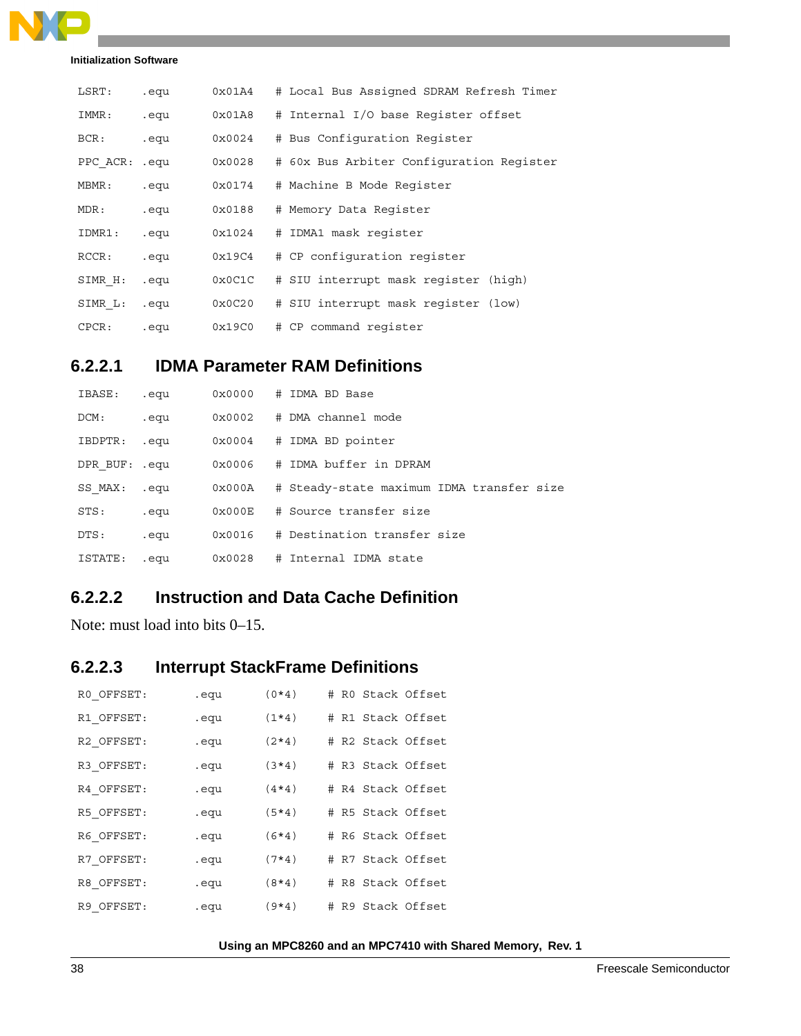```
LSRT:     .equ    0x01A4   # Local Bus Assigned SDRAM Refresh Timer
IMMR:     .equ    0x01A8   # Internal I/O base Register offset
BCR:      .equ    0x0024   # Bus Configuration Register
PPC_ACR:  .equ    0x0028   # 60x Bus Arbiter Configuration Register
MBMR:     .equ    0x0174   # Machine B Mode Register
MDR:      .equ    0x0188   # Memory Data Register
IDMR1:    .equ    0x1024   # IDMA1 mask register
RCCR:     .equ    0x19C4   # CP configuration register
SIMR_H:   .equ    0x0C1C   # SIU interrupt mask register (high)
SIMR_L:   .equ    0x0C20   # SIU interrupt mask register (low)
CPCR:     .equ    0x19C0   # CP command register
```

### 6.2.2.1 IDMA Parameter RAM Definitions

```
IBASE:    .equ    0x0000   # IDMA BD Base
DCM:      .equ    0x0002   # DMA channel mode
IBDPTR:   .equ    0x0004   # IDMA BD pointer
DPR_BUF:  .equ    0x0006   # IDMA buffer in DPRAM
SS_MAX:   .equ    0x000A   # Steady-state maximum IDMA transfer size
STS:      .equ    0x000E   # Source transfer size
DTS:      .equ    0x0016   # Destination transfer size
ISTATE:   .equ    0x0028   # Internal IDMA state
```

### 6.2.2.2 Instruction and Data Cache Definition

Note: must load into bits 0–15.

### 6.2.2.3 Interrupt StackFrame Definitions

```
R0_OFFSET:        .equ     (0*4)    # R0 Stack Offset
R1_OFFSET:        .equ     (1*4)    # R1 Stack Offset
R2_OFFSET:        .equ     (2*4)    # R2 Stack Offset
R3_OFFSET:        .equ     (3*4)    # R3 Stack Offset
R4_OFFSET:        .equ     (4*4)    # R4 Stack Offset
R5_OFFSET:        .equ     (5*4)    # R5 Stack Offset
R6_OFFSET:        .equ     (6*4)    # R6 Stack Offset
R7_OFFSET:        .equ     (7*4)    # R7 Stack Offset
R8_OFFSET:        .equ     (8*4)    # R8 Stack Offset
R9_OFFSET:        .equ     (9*4)    # R9 Stack Offset
```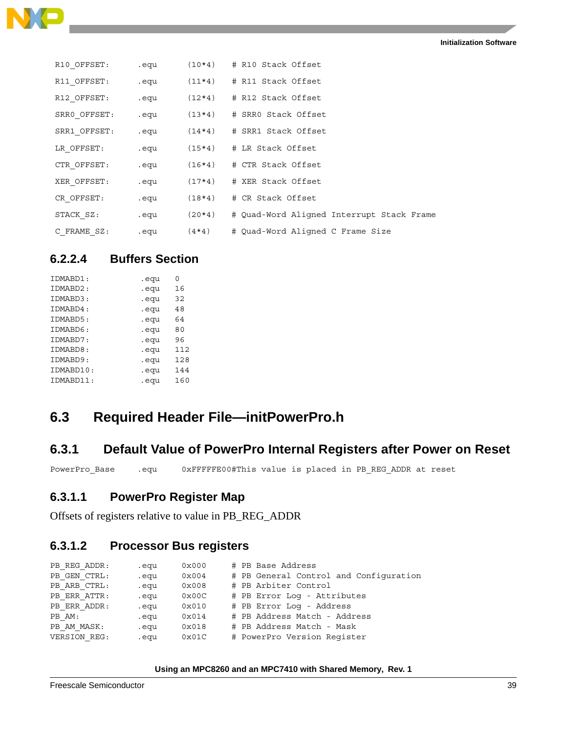```
R10_OFFSET:      .equ     (10*4)    # R10 Stack Offset
R11_OFFSET:      .equ     (11*4)    # R11 Stack Offset
R12_OFFSET:      .equ     (12*4)    # R12 Stack Offset
SRR0_OFFSET:     .equ     (13*4)    # SRR0 Stack Offset
SRR1_OFFSET:     .equ     (14*4)    # SRR1 Stack Offset
LR_OFFSET:       .equ     (15*4)    # LR Stack Offset
CTR_OFFSET:      .equ     (16*4)    # CTR Stack Offset
XER_OFFSET:      .equ     (17*4)    # XER Stack Offset
CR_OFFSET:       .equ     (18*4)    # CR Stack Offset
STACK_SZ:        .equ     (20*4)    # Quad-Word Aligned Interrupt Stack Frame
C_FRAME_SZ:      .equ     (4*4)     # Quad-Word Aligned C Frame Size
```

#### 6.2.2.4 Buffers Section

```
IDMABD1:         .equ   0
IDMABD2:         .equ   16
IDMABD3:         .equ   32
IDMABD4:         .equ   48
IDMABD5:         .equ   64
IDMABD6:         .equ   80
IDMABD7:         .equ   96
IDMABD8:         .equ   112
IDMABD9:         .equ   128
IDMABD10:        .equ   144
IDMABD11:        .equ   160
```

## 6.3 Required Header File—initPowerPro.h

### 6.3.1 Default Value of PowerPro Internal Registers after Power on Reset

```
PowerPro_Base    .equ     0xFFFFFE00#This value is placed in PB_REG_ADDR at reset
```

#### 6.3.1.1 PowerPro Register Map

Offsets of registers relative to value in PB_REG_ADDR

#### 6.3.1.2 Processor Bus registers

```
PB_REG_ADDR:     .equ     0x000     # PB Base Address
PB_GEN_CTRL:     .equ     0x004     # PB General Control and Configuration
PB_ARB_CTRL:     .equ     0x008     # PB Arbiter Control
PB_ERR_ATTR:     .equ     0x00C     # PB Error Log - Attributes
PB_ERR_ADDR:     .equ     0x010     # PB Error Log - Address
PB_AM:           .equ     0x014     # PB Address Match - Address
PB_AM_MASK:      .equ     0x018     # PB Address Match - Mask
VERSION_REG:     .equ     0x01C     # PowerPro Version Register
```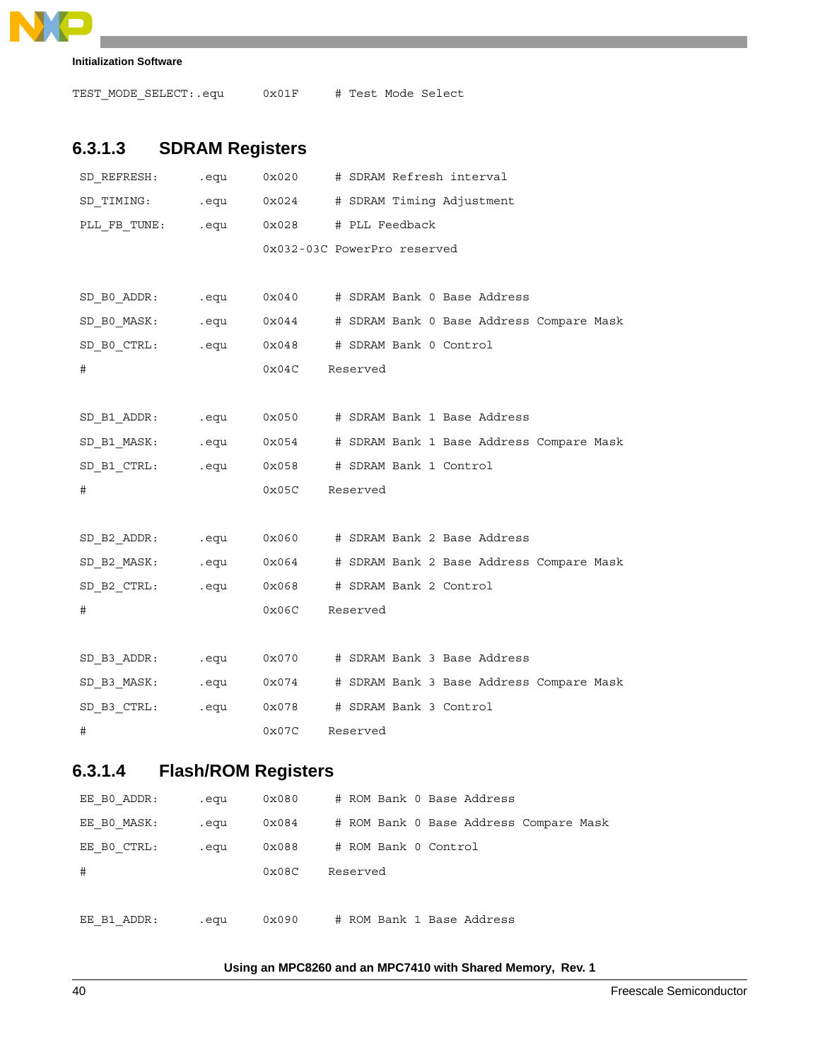```
TEST_MODE_SELECT:.equ      0x01F     # Test Mode Select
```

### 6.3.1.3 SDRAM Registers

```
SD_REFRESH:     .equ    0x020     # SDRAM Refresh interval
SD_TIMING:      .equ    0x024     # SDRAM Timing Adjustment
PLL_FB_TUNE:    .equ    0x028     # PLL Feedback
                        0x032-03C PowerPro reserved

SD_B0_ADDR:     .equ    0x040     # SDRAM Bank 0 Base Address
SD_B0_MASK:     .equ    0x044     # SDRAM Bank 0 Base Address Compare Mask
SD_B0_CTRL:     .equ    0x048     # SDRAM Bank 0 Control
#                       0x04C    Reserved

SD_B1_ADDR:     .equ    0x050     # SDRAM Bank 1 Base Address
SD_B1_MASK:     .equ    0x054     # SDRAM Bank 1 Base Address Compare Mask
SD_B1_CTRL:     .equ    0x058     # SDRAM Bank 1 Control
#                       0x05C    Reserved

SD_B2_ADDR:     .equ    0x060     # SDRAM Bank 2 Base Address
SD_B2_MASK:     .equ    0x064     # SDRAM Bank 2 Base Address Compare Mask
SD_B2_CTRL:     .equ    0x068     # SDRAM Bank 2 Control
#                       0x06C    Reserved

SD_B3_ADDR:     .equ    0x070     # SDRAM Bank 3 Base Address
SD_B3_MASK:     .equ    0x074     # SDRAM Bank 3 Base Address Compare Mask
SD_B3_CTRL:     .equ    0x078     # SDRAM Bank 3 Control
#                       0x07C    Reserved
```

### 6.3.1.4 Flash/ROM Registers

```
EE_B0_ADDR:     .equ    0x080     # ROM Bank 0 Base Address
EE_B0_MASK:     .equ    0x084     # ROM Bank 0 Base Address Compare Mask
EE_B0_CTRL:     .equ    0x088     # ROM Bank 0 Control
#                       0x08C    Reserved

EE_B1_ADDR:     .equ    0x090     # ROM Bank 1 Base Address
```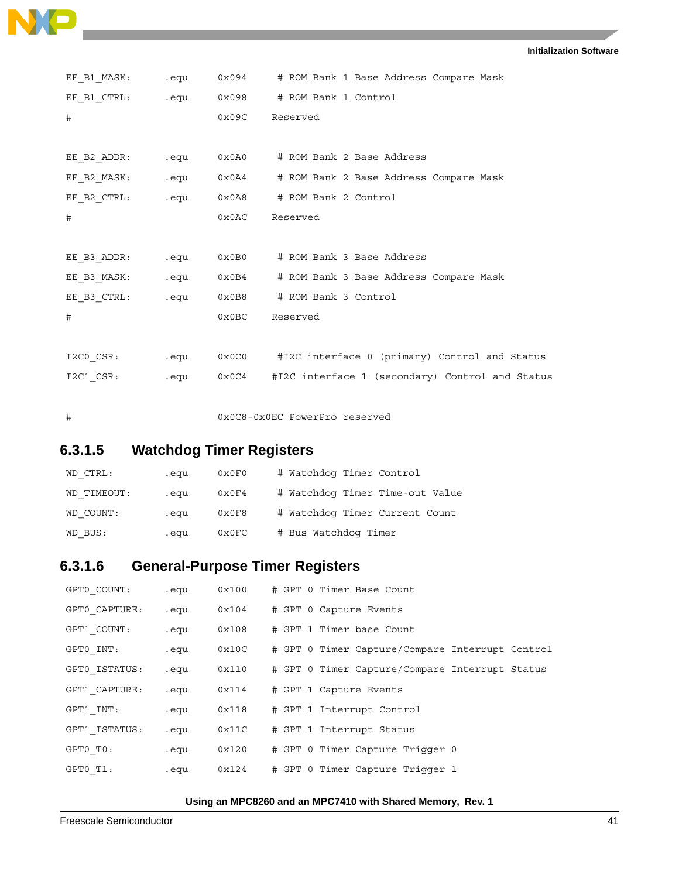```
EE_B1_MASK:     .equ    0x094    # ROM Bank 1 Base Address Compare Mask
EE_B1_CTRL:     .equ    0x098    # ROM Bank 1 Control
#                       0x09C    Reserved

EE_B2_ADDR:     .equ    0x0A0    # ROM Bank 2 Base Address
EE_B2_MASK:     .equ    0x0A4    # ROM Bank 2 Base Address Compare Mask
EE_B2_CTRL:     .equ    0x0A8    # ROM Bank 2 Control
#                       0x0AC    Reserved

EE_B3_ADDR:     .equ    0x0B0    # ROM Bank 3 Base Address
EE_B3_MASK:     .equ    0x0B4    # ROM Bank 3 Base Address Compare Mask
EE_B3_CTRL:     .equ    0x0B8    # ROM Bank 3 Control
#                       0x0BC    Reserved

I2C0_CSR:       .equ    0x0C0    #I2C interface 0 (primary) Control and Status
I2C1_CSR:       .equ    0x0C4    #I2C interface 1 (secondary) Control and Status

#                       0x0C8-0x0EC PowerPro reserved
```

#### 6.3.1.5 Watchdog Timer Registers

```
WD_CTRL:        .equ    0x0F0    # Watchdog Timer Control
WD_TIMEOUT:     .equ    0x0F4    # Watchdog Timer Time-out Value
WD_COUNT:       .equ    0x0F8    # Watchdog Timer Current Count
WD_BUS:         .equ    0x0FC    # Bus Watchdog Timer
```

#### 6.3.1.6 General-Purpose Timer Registers

```
GPT0_COUNT:     .equ    0x100    # GPT 0 Timer Base Count
GPT0_CAPTURE:   .equ    0x104    # GPT 0 Capture Events
GPT1_COUNT:     .equ    0x108    # GPT 1 Timer base Count
GPT0_INT:       .equ    0x10C    # GPT 0 Timer Capture/Compare Interrupt Control
GPT0_ISTATUS:   .equ    0x110    # GPT 0 Timer Capture/Compare Interrupt Status
GPT1_CAPTURE:   .equ    0x114    # GPT 1 Capture Events
GPT1_INT:       .equ    0x118    # GPT 1 Interrupt Control
GPT1_ISTATUS:   .equ    0x11C    # GPT 1 Interrupt Status
GPT0_T0:        .equ    0x120    # GPT 0 Timer Capture Trigger 0
GPT0_T1:        .equ    0x124    # GPT 0 Timer Capture Trigger 1
```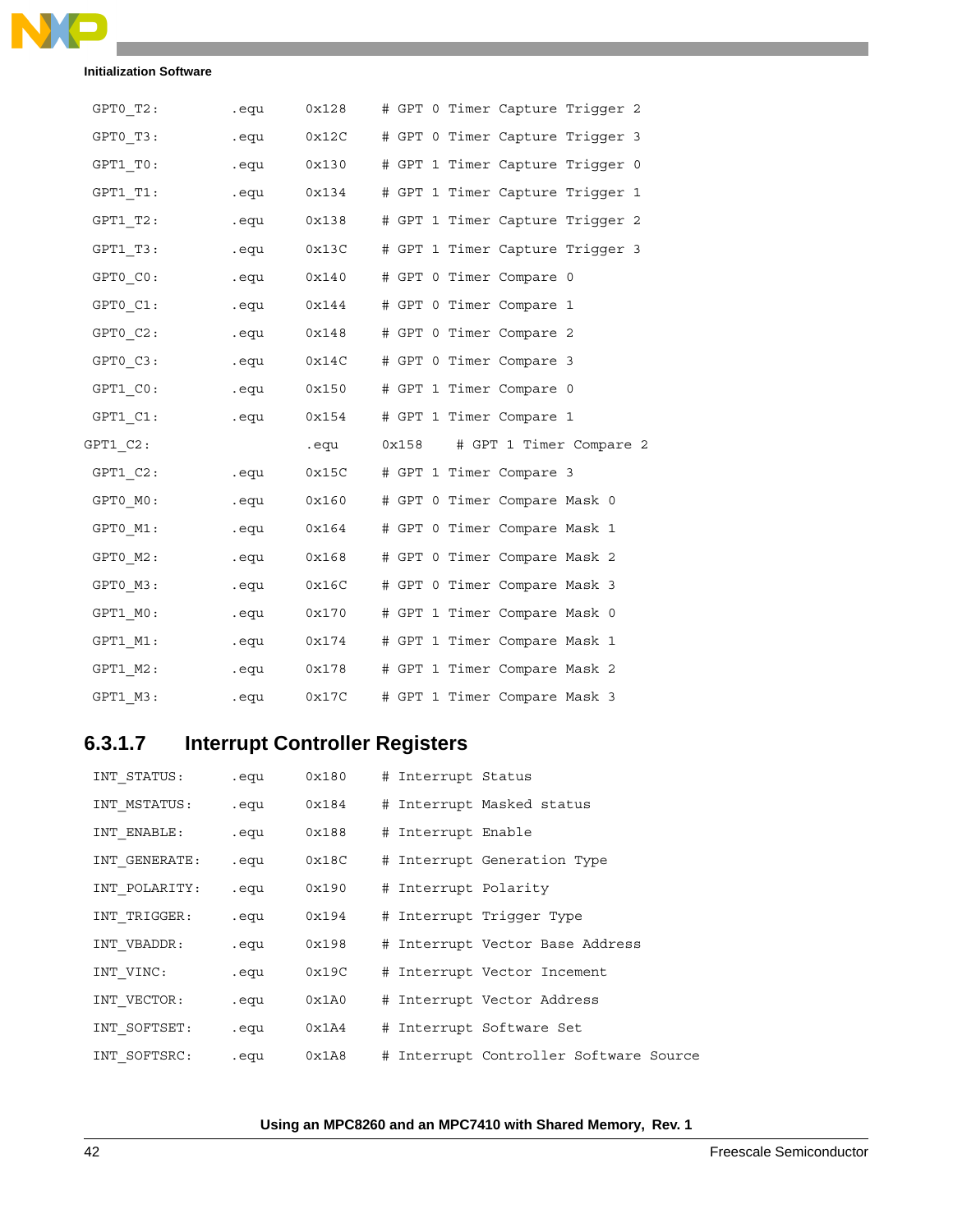```
GPT0_T2:      .equ    0x128    # GPT 0 Timer Capture Trigger 2
GPT0_T3:      .equ    0x12C    # GPT 0 Timer Capture Trigger 3
GPT1_T0:      .equ    0x130    # GPT 1 Timer Capture Trigger 0
GPT1_T1:      .equ    0x134    # GPT 1 Timer Capture Trigger 1
GPT1_T2:      .equ    0x138    # GPT 1 Timer Capture Trigger 2
GPT1_T3:      .equ    0x13C    # GPT 1 Timer Capture Trigger 3
GPT0_C0:      .equ    0x140    # GPT 0 Timer Compare 0
GPT0_C1:      .equ    0x144    # GPT 0 Timer Compare 1
GPT0_C2:      .equ    0x148    # GPT 0 Timer Compare 2
GPT0_C3:      .equ    0x14C    # GPT 0 Timer Compare 3
GPT1_C0:      .equ    0x150    # GPT 1 Timer Compare 0
GPT1_C1:      .equ    0x154    # GPT 1 Timer Compare 1
GPT1_C2:      .equ    0x158    # GPT 1 Timer Compare 2
GPT1_C2:      .equ    0x15C    # GPT 1 Timer Compare 3
GPT0_M0:      .equ    0x160    # GPT 0 Timer Compare Mask 0
GPT0_M1:      .equ    0x164    # GPT 0 Timer Compare Mask 1
GPT0_M2:      .equ    0x168    # GPT 0 Timer Compare Mask 2
GPT0_M3:      .equ    0x16C    # GPT 0 Timer Compare Mask 3
GPT1_M0:      .equ    0x170    # GPT 1 Timer Compare Mask 0
GPT1_M1:      .equ    0x174    # GPT 1 Timer Compare Mask 1
GPT1_M2:      .equ    0x178    # GPT 1 Timer Compare Mask 2
GPT1_M3:      .equ    0x17C    # GPT 1 Timer Compare Mask 3
```

#### 6.3.1.7 Interrupt Controller Registers

```
INT_STATUS:    .equ    0x180    # Interrupt Status
INT_MSTATUS:   .equ    0x184    # Interrupt Masked status
INT_ENABLE:    .equ    0x188    # Interrupt Enable
INT_GENERATE:  .equ    0x18C    # Interrupt Generation Type
INT_POLARITY:  .equ    0x190    # Interrupt Polarity
INT_TRIGGER:   .equ    0x194    # Interrupt Trigger Type
INT_VBADDR:    .equ    0x198    # Interrupt Vector Base Address
INT_VINC:      .equ    0x19C    # Interrupt Vector Incement
INT_VECTOR:    .equ    0x1A0    # Interrupt Vector Address
INT_SOFTSET:   .equ    0x1A4    # Interrupt Software Set
INT_SOFTSRC:   .equ    0x1A8    # Interrupt Controller Software Source
```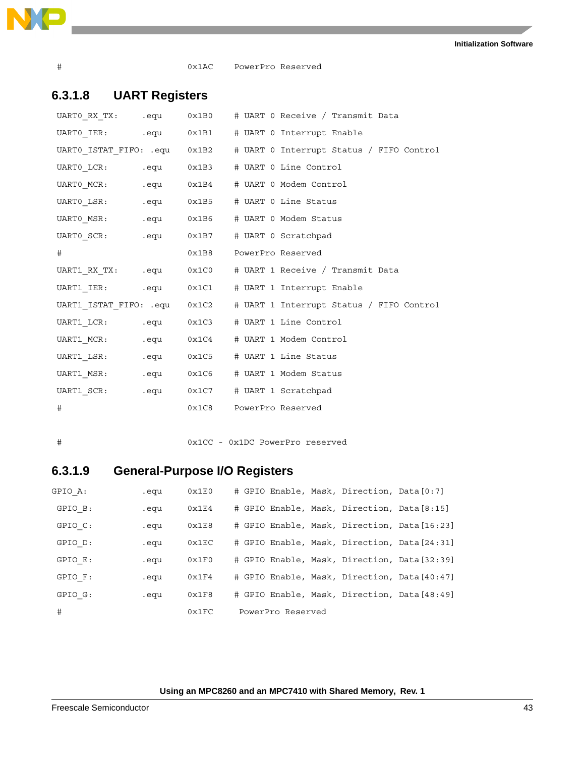```
#                         0x1AC     PowerPro Reserved
```

### 6.3.1.8 UART Registers

```
UART0_RX_TX:        .equ    0x1B0    # UART 0 Receive / Transmit Data
UART0_IER:          .equ    0x1B1    # UART 0 Interrupt Enable
UART0_ISTAT_FIFO:   .equ    0x1B2    # UART 0 Interrupt Status / FIFO Control
UART0_LCR:          .equ    0x1B3    # UART 0 Line Control
UART0_MCR:          .equ    0x1B4    # UART 0 Modem Control
UART0_LSR:          .equ    0x1B5    # UART 0 Line Status
UART0_MSR:          .equ    0x1B6    # UART 0 Modem Status
UART0_SCR:          .equ    0x1B7    # UART 0 Scratchpad
#                           0x1B8    PowerPro Reserved
UART1_RX_TX:        .equ    0x1C0    # UART 1 Receive / Transmit Data
UART1_IER:          .equ    0x1C1    # UART 1 Interrupt Enable
UART1_ISTAT_FIFO:   .equ    0x1C2    # UART 1 Interrupt Status / FIFO Control
UART1_LCR:          .equ    0x1C3    # UART 1 Line Control
UART1_MCR:          .equ    0x1C4    # UART 1 Modem Control
UART1_LSR:          .equ    0x1C5    # UART 1 Line Status
UART1_MSR:          .equ    0x1C6    # UART 1 Modem Status
UART1_SCR:          .equ    0x1C7    # UART 1 Scratchpad
#                           0x1C8    PowerPro Reserved

#                           0x1CC - 0x1DC PowerPro reserved
```

### 6.3.1.9 General-Purpose I/O Registers

```
GPIO_A:             .equ    0x1E0    # GPIO Enable, Mask, Direction, Data[0:7]
GPIO_B:             .equ    0x1E4    # GPIO Enable, Mask, Direction, Data[8:15]
GPIO_C:             .equ    0x1E8    # GPIO Enable, Mask, Direction, Data[16:23]
GPIO_D:             .equ    0x1EC    # GPIO Enable, Mask, Direction, Data[24:31]
GPIO_E:             .equ    0x1F0    # GPIO Enable, Mask, Direction, Data[32:39]
GPIO_F:             .equ    0x1F4    # GPIO Enable, Mask, Direction, Data[40:47]
GPIO_G:             .equ    0x1F8    # GPIO Enable, Mask, Direction, Data[48:49]
#                           0x1FC     PowerPro Reserved
```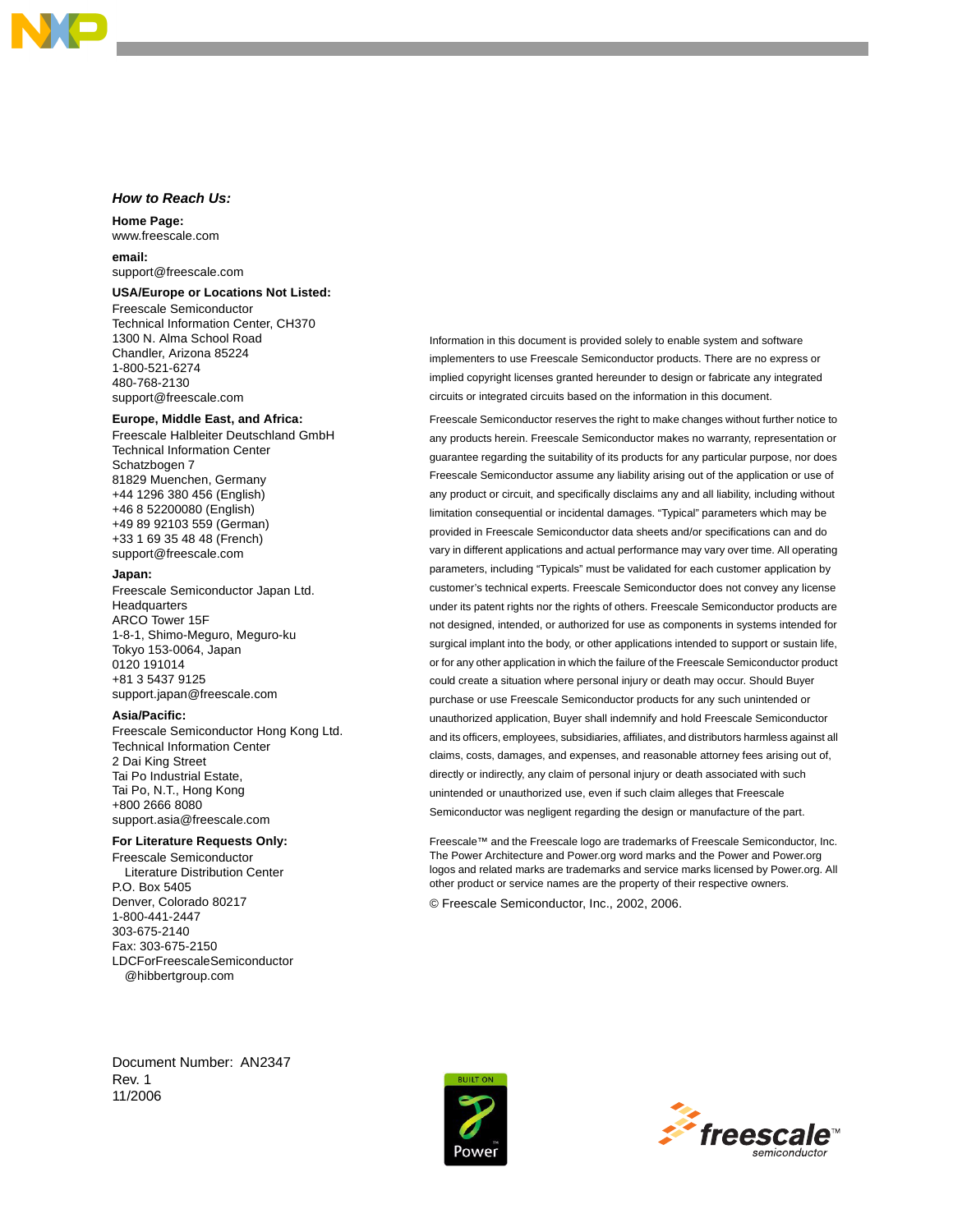***How to Reach Us:***

**Home Page:**
www.freescale.com

**email:**
support@freescale.com

**USA/Europe or Locations Not Listed:**
Freescale Semiconductor
Technical Information Center, CH370
1300 N. Alma School Road
Chandler, Arizona 85224
1-800-521-6274
480-768-2130
support@freescale.com

**Europe, Middle East, and Africa:**
Freescale Halbleiter Deutschland GmbH
Technical Information Center
Schatzbogen 7
81829 Muenchen, Germany
+44 1296 380 456 (English)
+46 8 52200080 (English)
+49 89 92103 559 (German)
+33 1 69 35 48 48 (French)
support@freescale.com

**Japan:**
Freescale Semiconductor Japan Ltd.
Headquarters
ARCO Tower 15F
1-8-1, Shimo-Meguro, Meguro-ku
Tokyo 153-0064, Japan
0120 191014
+81 3 5437 9125
support.japan@freescale.com

**Asia/Pacific:**
Freescale Semiconductor Hong Kong Ltd.
Technical Information Center
2 Dai King Street
Tai Po Industrial Estate,
Tai Po, N.T., Hong Kong
+800 2666 8080
support.asia@freescale.com

**For Literature Requests Only:**
Freescale Semiconductor
Literature Distribution Center
P.O. Box 5405
Denver, Colorado 80217
1-800-441-2447
303-675-2140
Fax: 303-675-2150
LDCForFreescaleSemiconductor
@hibbertgroup.com

Information in this document is provided solely to enable system and software implementers to use Freescale Semiconductor products. There are no express or implied copyright licenses granted hereunder to design or fabricate any integrated circuits or integrated circuits based on the information in this document.

Freescale Semiconductor reserves the right to make changes without further notice to any products herein. Freescale Semiconductor makes no warranty, representation or guarantee regarding the suitability of its products for any particular purpose, nor does Freescale Semiconductor assume any liability arising out of the application or use of any product or circuit, and specifically disclaims any and all liability, including without limitation consequential or incidental damages. "Typical" parameters which may be provided in Freescale Semiconductor data sheets and/or specifications can and do vary in different applications and actual performance may vary over time. All operating parameters, including "Typicals" must be validated for each customer application by customer's technical experts. Freescale Semiconductor does not convey any license under its patent rights nor the rights of others. Freescale Semiconductor products are not designed, intended, or authorized for use as components in systems intended for surgical implant into the body, or other applications intended to support or sustain life, or for any other application in which the failure of the Freescale Semiconductor product could create a situation where personal injury or death may occur. Should Buyer purchase or use Freescale Semiconductor products for any such unintended or unauthorized application, Buyer shall indemnify and hold Freescale Semiconductor and its officers, employees, subsidiaries, affiliates, and distributors harmless against all claims, costs, damages, and expenses, and reasonable attorney fees arising out of, directly or indirectly, any claim of personal injury or death associated with such unintended or unauthorized use, even if such claim alleges that Freescale Semiconductor was negligent regarding the design or manufacture of the part.

Freescale™ and the Freescale logo are trademarks of Freescale Semiconductor, Inc. The Power Architecture and Power.org word marks and the Power and Power.org logos and related marks are trademarks and service marks licensed by Power.org. All other product or service names are the property of their respective owners.

© Freescale Semiconductor, Inc., 2002, 2006.

Document Number: AN2347
Rev. 1
11/2006